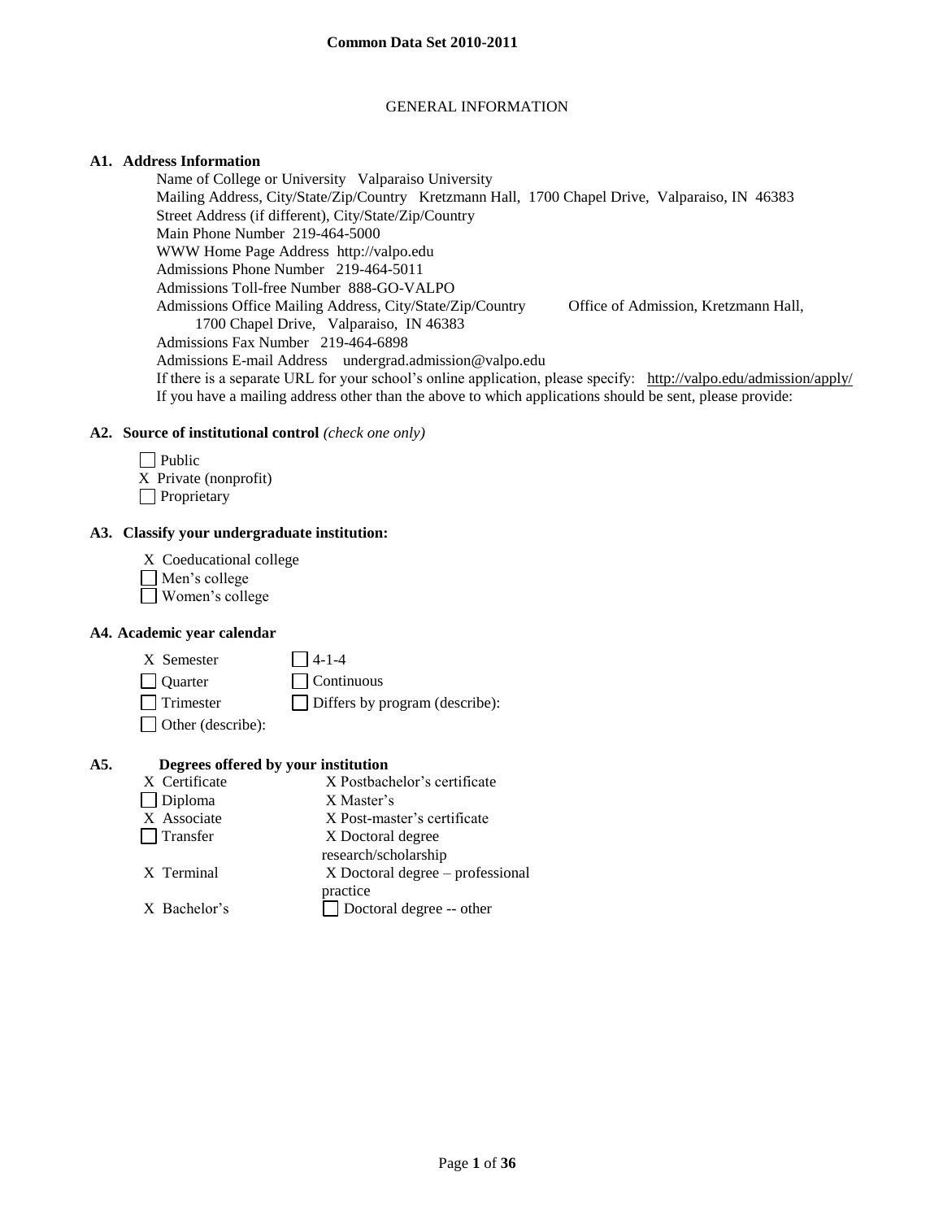# Common Data Set 2010-2011

## GENERAL INFORMATION

### A1. Address Information

Name of College or University   Valparaiso University
Mailing Address, City/State/Zip/Country   Kretzmann Hall, 1700 Chapel Drive, Valparaiso, IN 46383
Street Address (if different), City/State/Zip/Country
Main Phone Number  219-464-5000
WWW Home Page Address  http://valpo.edu
Admissions Phone Number   219-464-5011
Admissions Toll-free Number  888-GO-VALPO
Admissions Office Mailing Address, City/State/Zip/Country   Office of Admission, Kretzmann Hall, 1700 Chapel Drive, Valparaiso, IN 46383
Admissions Fax Number   219-464-6898
Admissions E-mail Address   undergrad.admission@valpo.edu
If there is a separate URL for your school's online application, please specify:   http://valpo.edu/admission/apply/
If you have a mailing address other than the above to which applications should be sent, please provide:

### A2. Source of institutional control *(check one only)*

- ☐ Public
- X Private (nonprofit)
- ☐ Proprietary

### A3. Classify your undergraduate institution:

- X Coeducational college
- ☐ Men's college
- ☐ Women's college

### A4. Academic year calendar

| | |
|---|---|
| X Semester | ☐ 4-1-4 |
| ☐ Quarter | ☐ Continuous |
| ☐ Trimester | ☐ Differs by program (describe): |
| ☐ Other (describe): | |

### A5. Degrees offered by your institution

| | |
|---|---|
| X Certificate | X Postbachelor's certificate |
| ☐ Diploma | X Master's |
| X Associate | X Post-master's certificate |
| ☐ Transfer | X Doctoral degree research/scholarship |
| X Terminal | X Doctoral degree – professional practice |
| X Bachelor's | ☐ Doctoral degree -- other |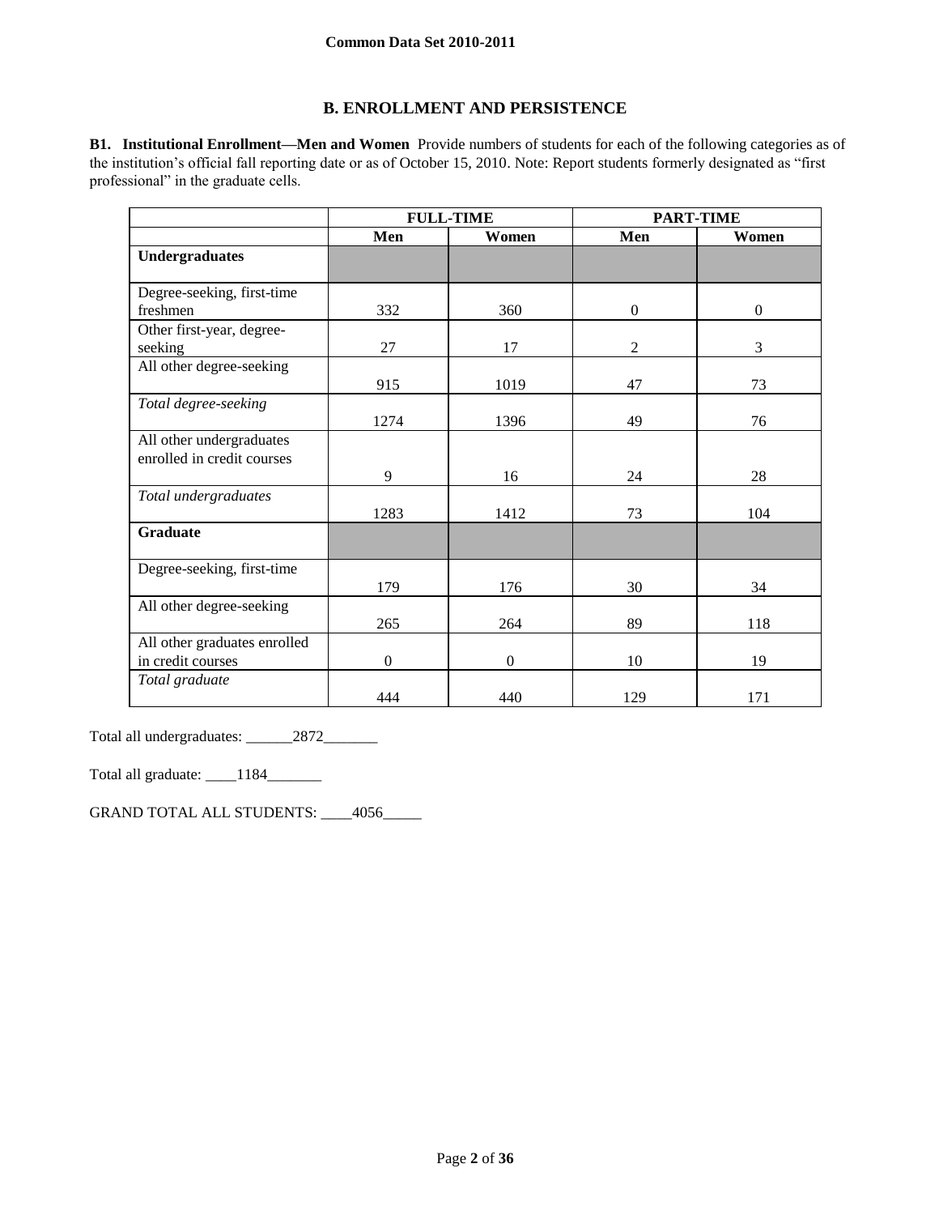## B. ENROLLMENT AND PERSISTENCE

**B1. Institutional Enrollment—Men and Women** Provide numbers of students for each of the following categories as of the institution's official fall reporting date or as of October 15, 2010. Note: Report students formerly designated as "first professional" in the graduate cells.

| | FULL-TIME | | PART-TIME | |
|---|---|---|---|---|
| | **Men** | **Women** | **Men** | **Women** |
| **Undergraduates** | | | | |
| Degree-seeking, first-time freshmen | 332 | 360 | 0 | 0 |
| Other first-year, degree-seeking | 27 | 17 | 2 | 3 |
| All other degree-seeking | 915 | 1019 | 47 | 73 |
| *Total degree-seeking* | 1274 | 1396 | 49 | 76 |
| All other undergraduates enrolled in credit courses | 9 | 16 | 24 | 28 |
| *Total undergraduates* | 1283 | 1412 | 73 | 104 |
| **Graduate** | | | | |
| Degree-seeking, first-time | 179 | 176 | 30 | 34 |
| All other degree-seeking | 265 | 264 | 89 | 118 |
| All other graduates enrolled in credit courses | 0 | 0 | 10 | 19 |
| *Total graduate* | 444 | 440 | 129 | 171 |

Total all undergraduates: 2872

Total all graduate: 1184

GRAND TOTAL ALL STUDENTS: 4056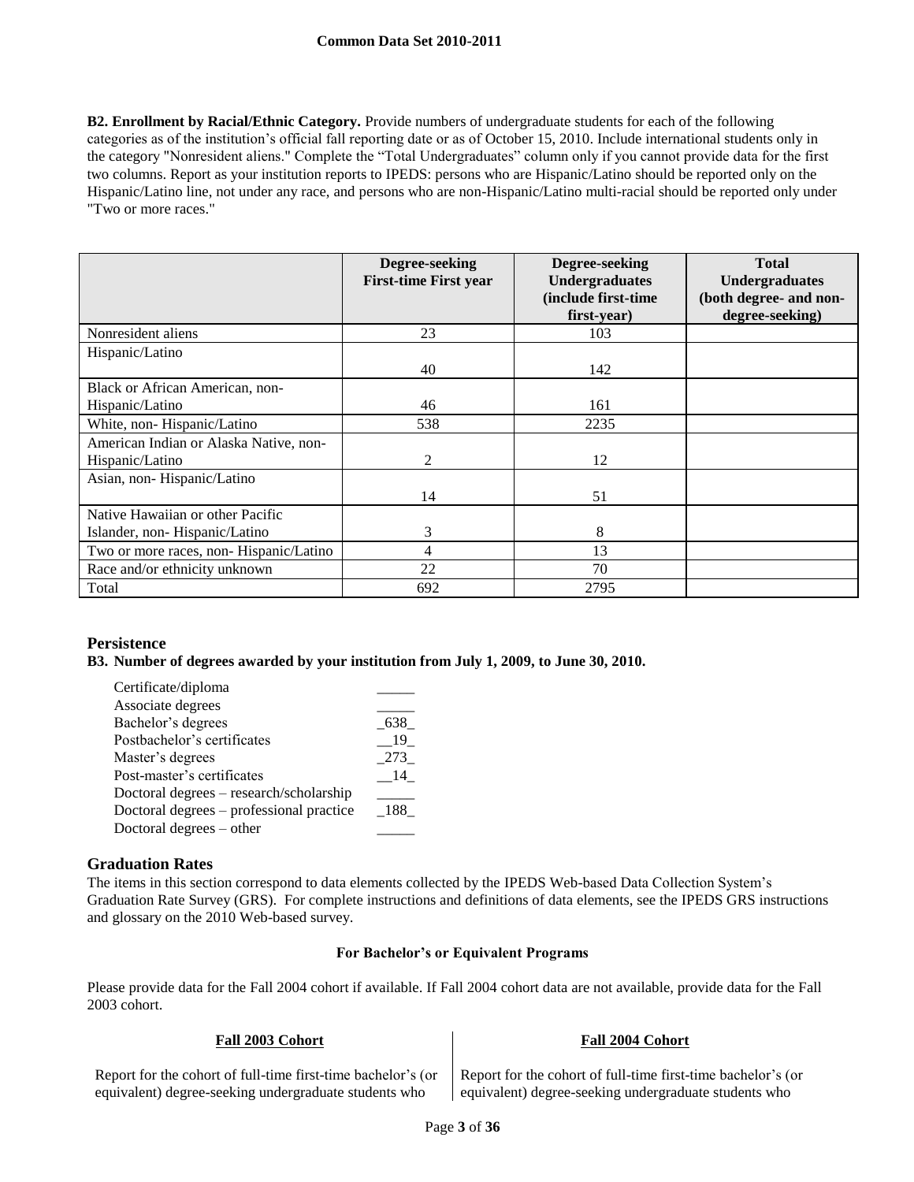**B2. Enrollment by Racial/Ethnic Category.** Provide numbers of undergraduate students for each of the following categories as of the institution's official fall reporting date or as of October 15, 2010. Include international students only in the category "Nonresident aliens." Complete the "Total Undergraduates" column only if you cannot provide data for the first two columns. Report as your institution reports to IPEDS: persons who are Hispanic/Latino should be reported only on the Hispanic/Latino line, not under any race, and persons who are non-Hispanic/Latino multi-racial should be reported only under "Two or more races."

| | Degree-seeking First-time First year | Degree-seeking Undergraduates (include first-time first-year) | Total Undergraduates (both degree- and non-degree-seeking) |
|---|---|---|---|
| Nonresident aliens | 23 | 103 | |
| Hispanic/Latino | 40 | 142 | |
| Black or African American, non-Hispanic/Latino | 46 | 161 | |
| White, non- Hispanic/Latino | 538 | 2235 | |
| American Indian or Alaska Native, non-Hispanic/Latino | 2 | 12 | |
| Asian, non- Hispanic/Latino | 14 | 51 | |
| Native Hawaiian or other Pacific Islander, non- Hispanic/Latino | 3 | 8 | |
| Two or more races, non- Hispanic/Latino | 4 | 13 | |
| Race and/or ethnicity unknown | 22 | 70 | |
| Total | 692 | 2795 | |

## Persistence

**B3. Number of degrees awarded by your institution from July 1, 2009, to June 30, 2010.**

| | |
|---|---|
| Certificate/diploma | _____ |
| Associate degrees | _____ |
| Bachelor's degrees | _638_ |
| Postbachelor's certificates | __19_ |
| Master's degrees | _273_ |
| Post-master's certificates | __14_ |
| Doctoral degrees – research/scholarship | _____ |
| Doctoral degrees – professional practice | _188_ |
| Doctoral degrees – other | _____ |

## Graduation Rates

The items in this section correspond to data elements collected by the IPEDS Web-based Data Collection System's Graduation Rate Survey (GRS). For complete instructions and definitions of data elements, see the IPEDS GRS instructions and glossary on the 2010 Web-based survey.

### For Bachelor's or Equivalent Programs

Please provide data for the Fall 2004 cohort if available. If Fall 2004 cohort data are not available, provide data for the Fall 2003 cohort.

**Fall 2003 Cohort**

Report for the cohort of full-time first-time bachelor's (or equivalent) degree-seeking undergraduate students who

**Fall 2004 Cohort**

Report for the cohort of full-time first-time bachelor's (or equivalent) degree-seeking undergraduate students who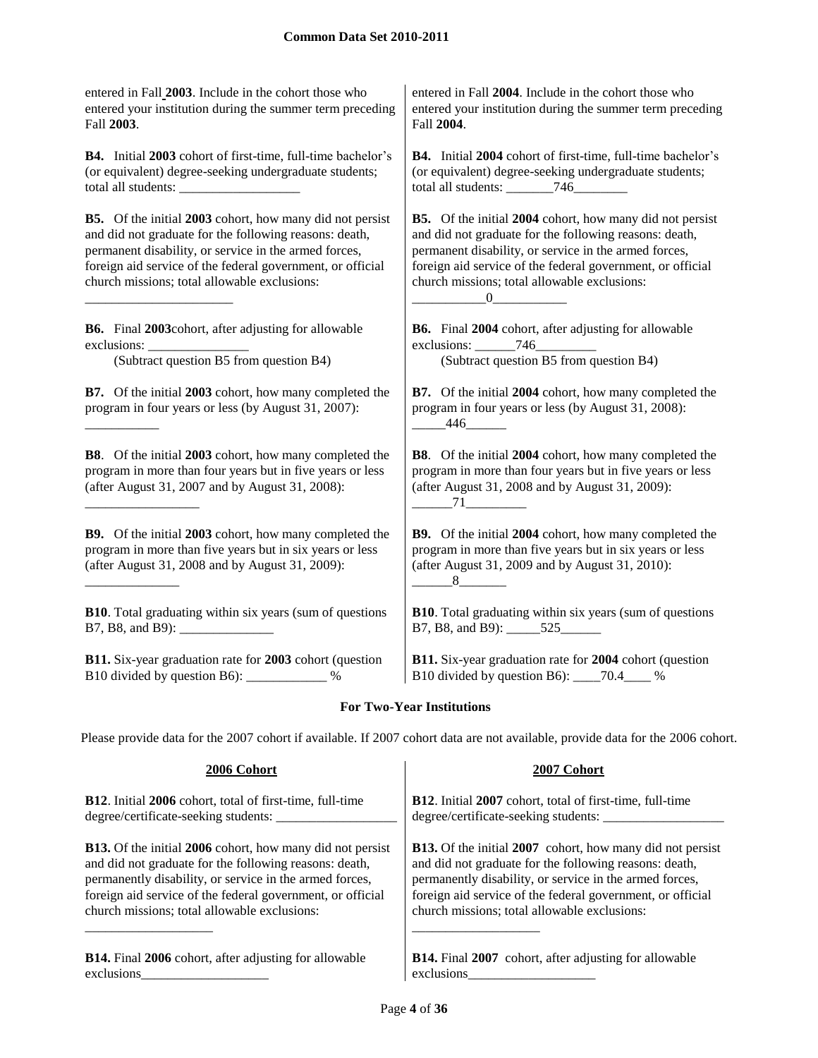| | |
|---|---|
| entered in Fall **2003**. Include in the cohort those who entered your institution during the summer term preceding Fall **2003**. | entered in Fall **2004**. Include in the cohort those who entered your institution during the summer term preceding Fall **2004**. |
| **B4.** Initial **2003** cohort of first-time, full-time bachelor's (or equivalent) degree-seeking undergraduate students; total all students: __________________ | **B4.** Initial **2004** cohort of first-time, full-time bachelor's (or equivalent) degree-seeking undergraduate students; total all students: _______746________ |
| **B5.** Of the initial **2003** cohort, how many did not persist and did not graduate for the following reasons: death, permanent disability, or service in the armed forces, foreign aid service of the federal government, or official church missions; total allowable exclusions: ______________________ | **B5.** Of the initial **2004** cohort, how many did not persist and did not graduate for the following reasons: death, permanent disability, or service in the armed forces, foreign aid service of the federal government, or official church missions; total allowable exclusions: ___________0___________ |
| **B6.** Final **2003** cohort, after adjusting for allowable exclusions: _______________ (Subtract question B5 from question B4) | **B6.** Final **2004** cohort, after adjusting for allowable exclusions: ______746_________ (Subtract question B5 from question B4) |
| **B7.** Of the initial **2003** cohort, how many completed the program in four years or less (by August 31, 2007): ___________ | **B7.** Of the initial **2004** cohort, how many completed the program in four years or less (by August 31, 2008): _____446______ |
| **B8**. Of the initial **2003** cohort, how many completed the program in more than four years but in five years or less (after August 31, 2007 and by August 31, 2008): _________________ | **B8**. Of the initial **2004** cohort, how many completed the program in more than four years but in five years or less (after August 31, 2008 and by August 31, 2009): ______71_________ |
| **B9.** Of the initial **2003** cohort, how many completed the program in more than five years but in six years or less (after August 31, 2008 and by August 31, 2009): ______________ | **B9.** Of the initial **2004** cohort, how many completed the program in more than five years but in six years or less (after August 31, 2009 and by August 31, 2010): ______8_______ |
| **B10**. Total graduating within six years (sum of questions B7, B8, and B9): ______________ | **B10**. Total graduating within six years (sum of questions B7, B8, and B9): _____525______ |
| **B11.** Six-year graduation rate for **2003** cohort (question B10 divided by question B6): ____________ % | **B11.** Six-year graduation rate for **2004** cohort (question B10 divided by question B6): ____70.4____ % |

### For Two-Year Institutions

Please provide data for the 2007 cohort if available. If 2007 cohort data are not available, provide data for the 2006 cohort.

| **2006 Cohort** | **2007 Cohort** |
|---|---|
| **B12**. Initial **2006** cohort, total of first-time, full-time degree/certificate-seeking students: __________________ | **B12**. Initial **2007** cohort, total of first-time, full-time degree/certificate-seeking students: __________________ |
| **B13.** Of the initial **2006** cohort, how many did not persist and did not graduate for the following reasons: death, permanently disability, or service in the armed forces, foreign aid service of the federal government, or official church missions; total allowable exclusions: ___________________ | **B13.** Of the initial **2007** cohort, how many did not persist and did not graduate for the following reasons: death, permanently disability, or service in the armed forces, foreign aid service of the federal government, or official church missions; total allowable exclusions: ___________________ |
| **B14.** Final **2006** cohort, after adjusting for allowable exclusions___________________ | **B14.** Final **2007** cohort, after adjusting for allowable exclusions___________________ |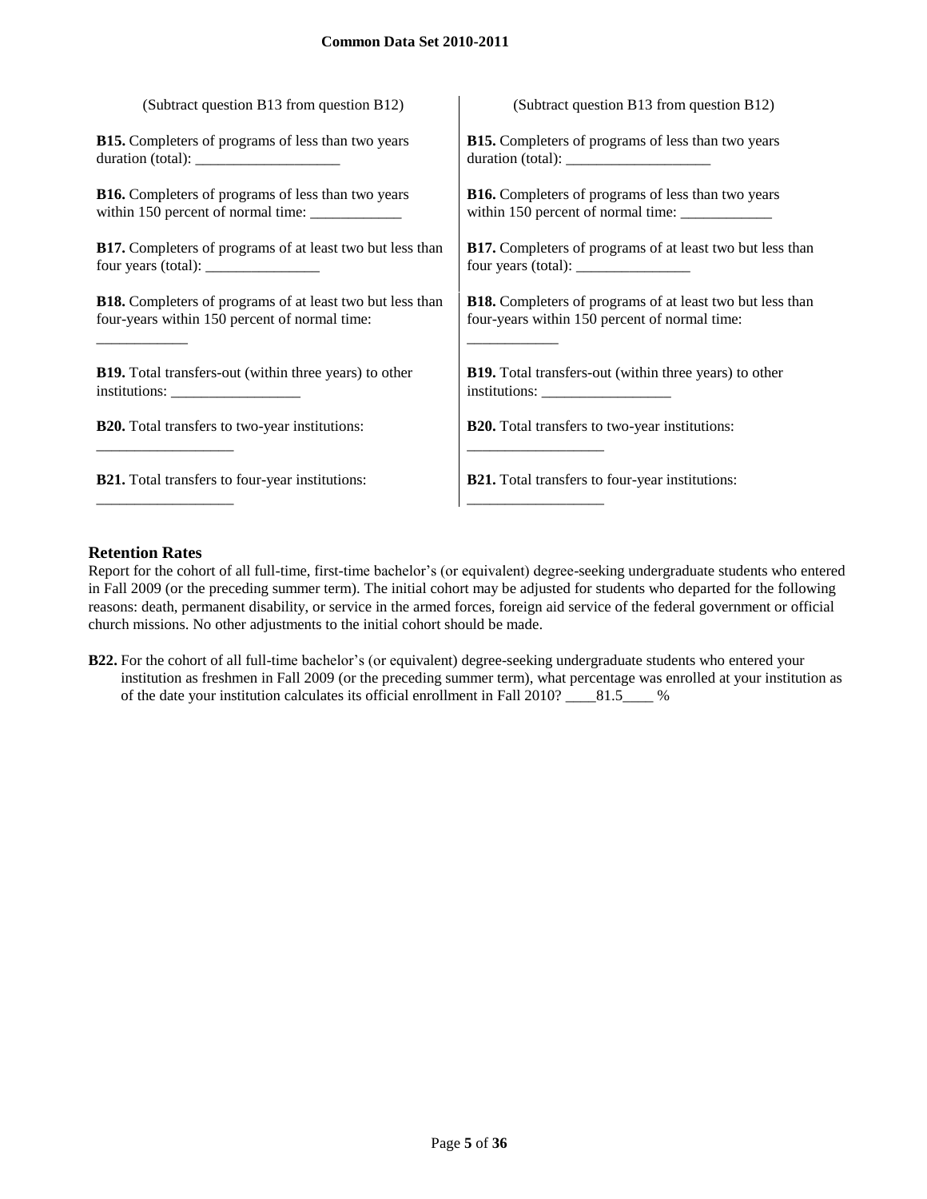(Subtract question B13 from question B12)

**B15.** Completers of programs of less than two years duration (total): ___________________

**B16.** Completers of programs of less than two years within 150 percent of normal time: ____________

**B17.** Completers of programs of at least two but less than four years (total): _______________

**B18.** Completers of programs of at least two but less than four-years within 150 percent of normal time: ____________

**B19.** Total transfers-out (within three years) to other institutions: _________________

**B20.** Total transfers to two-year institutions: __________________

**B21.** Total transfers to four-year institutions: __________________

(Subtract question B13 from question B12)

**B15.** Completers of programs of less than two years duration (total): ___________________

**B16.** Completers of programs of less than two years within 150 percent of normal time: ____________

**B17.** Completers of programs of at least two but less than four years (total): _______________

**B18.** Completers of programs of at least two but less than four-years within 150 percent of normal time: ____________

**B19.** Total transfers-out (within three years) to other institutions: _________________

**B20.** Total transfers to two-year institutions: __________________

**B21.** Total transfers to four-year institutions: __________________

## Retention Rates

Report for the cohort of all full-time, first-time bachelor's (or equivalent) degree-seeking undergraduate students who entered in Fall 2009 (or the preceding summer term). The initial cohort may be adjusted for students who departed for the following reasons: death, permanent disability, or service in the armed forces, foreign aid service of the federal government or official church missions. No other adjustments to the initial cohort should be made.

**B22.** For the cohort of all full-time bachelor's (or equivalent) degree-seeking undergraduate students who entered your institution as freshmen in Fall 2009 (or the preceding summer term), what percentage was enrolled at your institution as of the date your institution calculates its official enrollment in Fall 2010? ____81.5____ %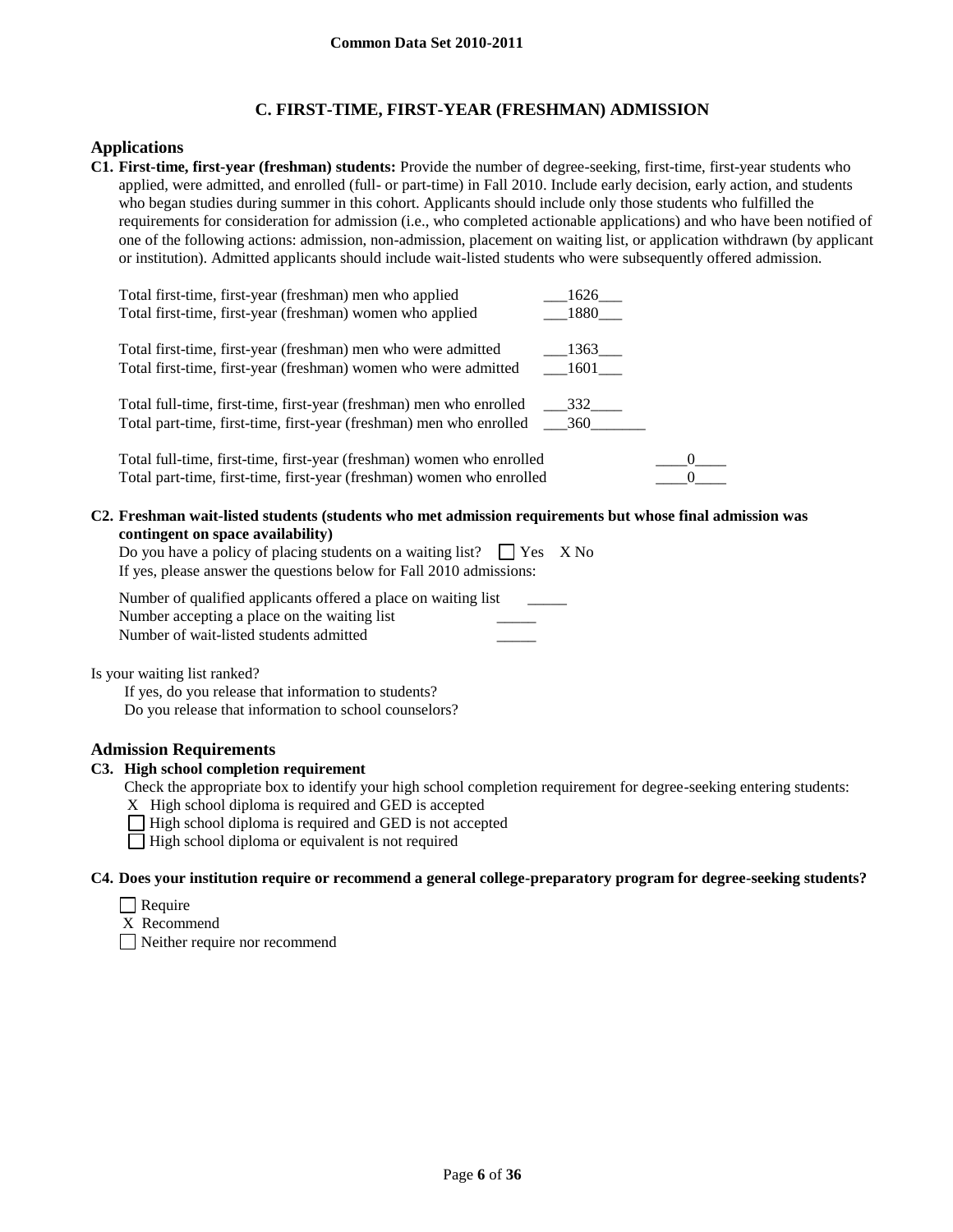**Common Data Set 2010-2011**

## C. FIRST-TIME, FIRST-YEAR (FRESHMAN) ADMISSION

### Applications

**C1. First-time, first-year (freshman) students:** Provide the number of degree-seeking, first-time, first-year students who applied, were admitted, and enrolled (full- or part-time) in Fall 2010. Include early decision, early action, and students who began studies during summer in this cohort. Applicants should include only those students who fulfilled the requirements for consideration for admission (i.e., who completed actionable applications) and who have been notified of one of the following actions: admission, non-admission, placement on waiting list, or application withdrawn (by applicant or institution). Admitted applicants should include wait-listed students who were subsequently offered admission.

| | |
|---|---|
| Total first-time, first-year (freshman) men who applied | 1626 |
| Total first-time, first-year (freshman) women who applied | 1880 |
| Total first-time, first-year (freshman) men who were admitted | 1363 |
| Total first-time, first-year (freshman) women who were admitted | 1601 |
| Total full-time, first-time, first-year (freshman) men who enrolled | 332 |
| Total part-time, first-time, first-year (freshman) men who enrolled | 360 |
| Total full-time, first-time, first-year (freshman) women who enrolled | 0 |
| Total part-time, first-time, first-year (freshman) women who enrolled | 0 |

**C2. Freshman wait-listed students (students who met admission requirements but whose final admission was contingent on space availability)**

Do you have a policy of placing students on a waiting list? ☐ Yes X No

If yes, please answer the questions below for Fall 2010 admissions:

| | |
|---|---|
| Number of qualified applicants offered a place on waiting list | |
| Number accepting a place on the waiting list | |
| Number of wait-listed students admitted | |

Is your waiting list ranked?

If yes, do you release that information to students?

Do you release that information to school counselors?

### Admission Requirements

**C3. High school completion requirement**

Check the appropriate box to identify your high school completion requirement for degree-seeking entering students:

- X High school diploma is required and GED is accepted
- ☐ High school diploma is required and GED is not accepted
- ☐ High school diploma or equivalent is not required

**C4. Does your institution require or recommend a general college-preparatory program for degree-seeking students?**

- ☐ Require
- X Recommend
- ☐ Neither require nor recommend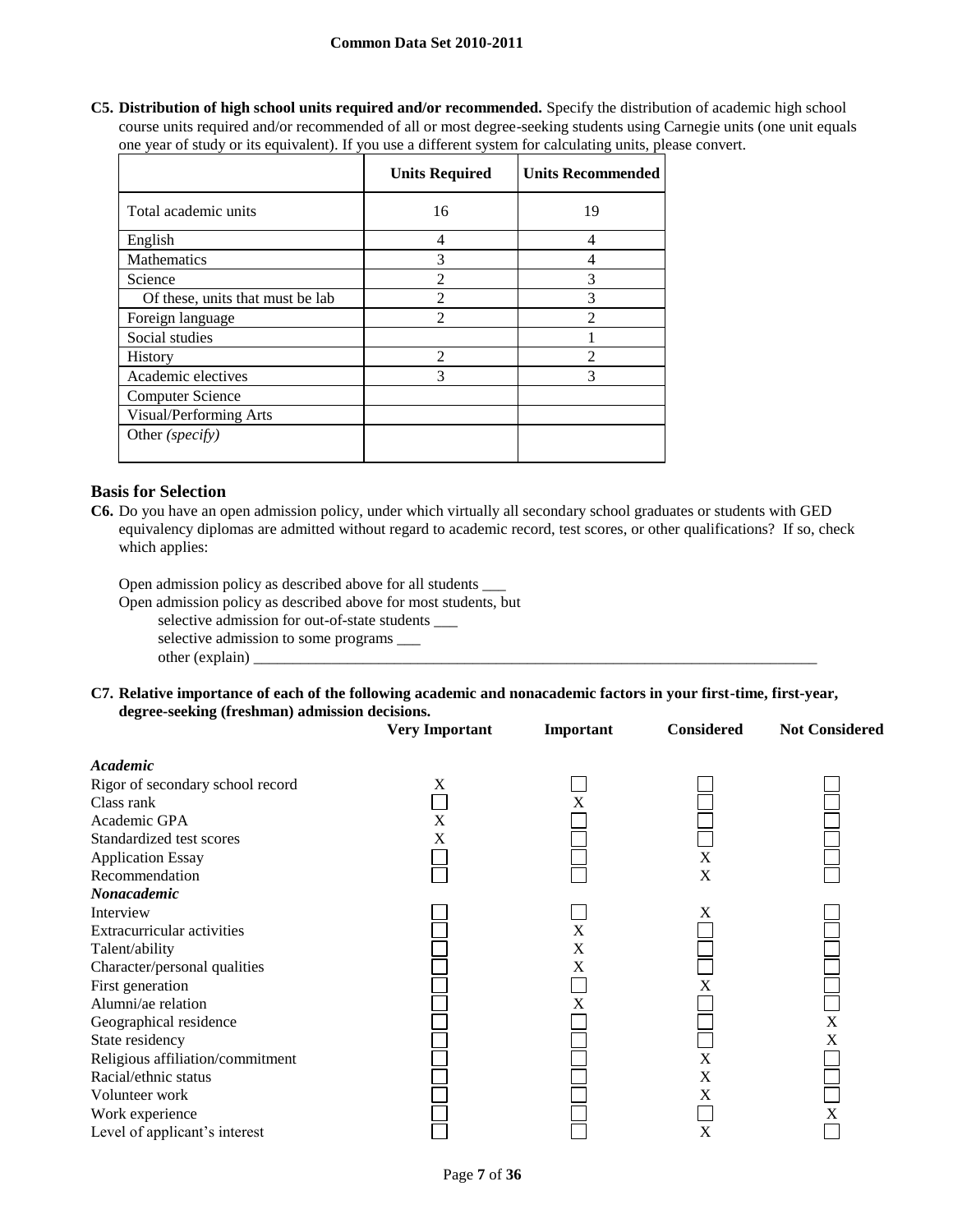**C5. Distribution of high school units required and/or recommended.** Specify the distribution of academic high school course units required and/or recommended of all or most degree-seeking students using Carnegie units (one unit equals one year of study or its equivalent). If you use a different system for calculating units, please convert.

| | Units Required | Units Recommended |
|---|---|---|
| Total academic units | 16 | 19 |
| English | 4 | 4 |
| Mathematics | 3 | 4 |
| Science | 2 | 3 |
| Of these, units that must be lab | 2 | 3 |
| Foreign language | 2 | 2 |
| Social studies | | 1 |
| History | 2 | 2 |
| Academic electives | 3 | 3 |
| Computer Science | | |
| Visual/Performing Arts | | |
| Other *(specify)* | | |

## Basis for Selection

**C6.** Do you have an open admission policy, under which virtually all secondary school graduates or students with GED equivalency diplomas are admitted without regard to academic record, test scores, or other qualifications? If so, check which applies:

Open admission policy as described above for all students ___

Open admission policy as described above for most students, but

selective admission for out-of-state students ___

selective admission to some programs ___

other (explain) ___

**C7. Relative importance of each of the following academic and nonacademic factors in your first-time, first-year, degree-seeking (freshman) admission decisions.**

| | Very Important | Important | Considered | Not Considered |
|---|---|---|---|---|
| ***Academic*** | | | | |
| Rigor of secondary school record | X | | | |
| Class rank | | X | | |
| Academic GPA | X | | | |
| Standardized test scores | X | | | |
| Application Essay | | | X | |
| Recommendation | | | X | |
| ***Nonacademic*** | | | | |
| Interview | | | X | |
| Extracurricular activities | | X | | |
| Talent/ability | | X | | |
| Character/personal qualities | | X | | |
| First generation | | | X | |
| Alumni/ae relation | | X | | |
| Geographical residence | | | | X |
| State residency | | | | X |
| Religious affiliation/commitment | | | X | |
| Racial/ethnic status | | | X | |
| Volunteer work | | | X | |
| Work experience | | | | X |
| Level of applicant's interest | | | X | |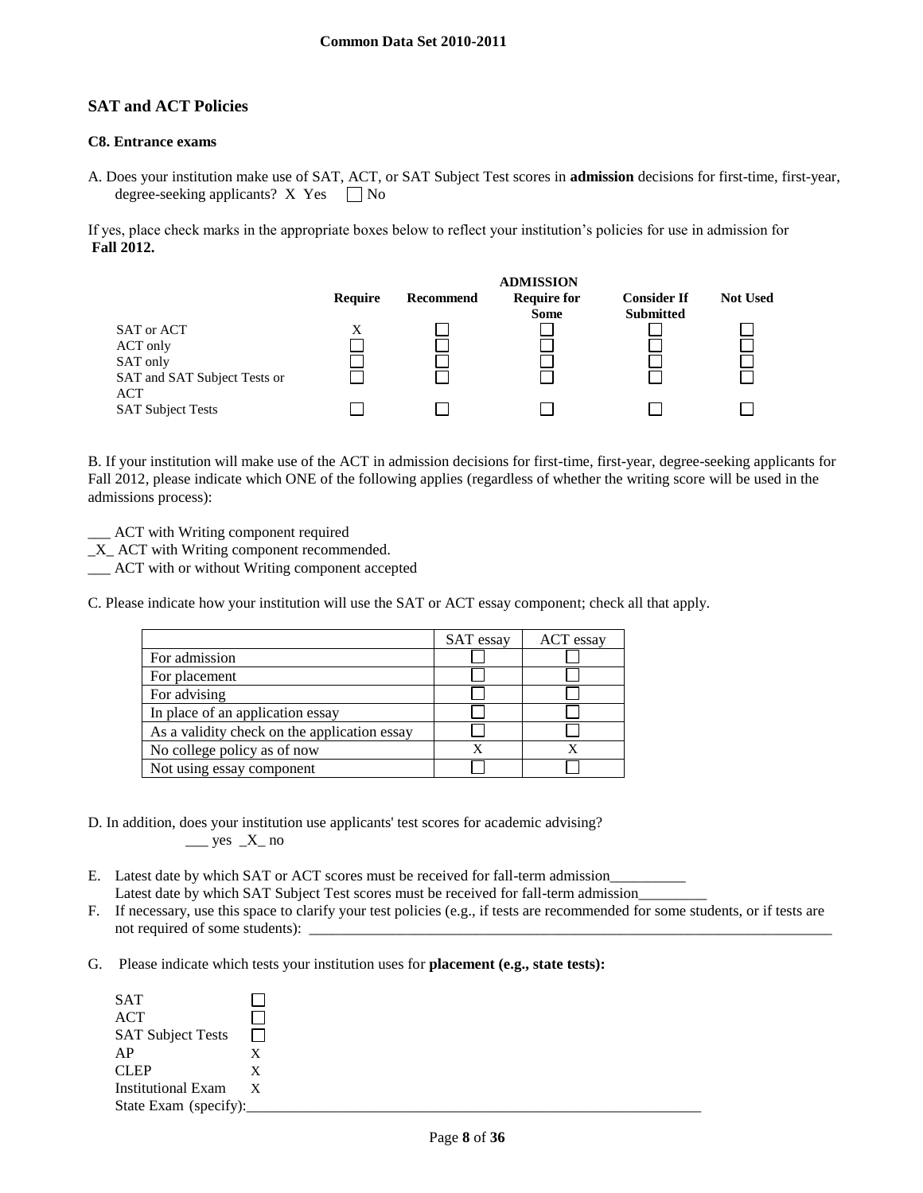## SAT and ACT Policies

### C8. Entrance exams

A. Does your institution make use of SAT, ACT, or SAT Subject Test scores in **admission** decisions for first-time, first-year, degree-seeking applicants? X Yes ☐ No

If yes, place check marks in the appropriate boxes below to reflect your institution's policies for use in admission for **Fall 2012.**

| | ADMISSION | | | | |
|---|---|---|---|---|---|
| | **Require** | **Recommend** | **Require for Some** | **Consider If Submitted** | **Not Used** |
| SAT or ACT | X | ☐ | ☐ | ☐ | ☐ |
| ACT only | ☐ | ☐ | ☐ | ☐ | ☐ |
| SAT only | ☐ | ☐ | ☐ | ☐ | ☐ |
| SAT and SAT Subject Tests or ACT | ☐ | ☐ | ☐ | ☐ | ☐ |
| SAT Subject Tests | ☐ | ☐ | ☐ | ☐ | ☐ |

B. If your institution will make use of the ACT in admission decisions for first-time, first-year, degree-seeking applicants for Fall 2012, please indicate which ONE of the following applies (regardless of whether the writing score will be used in the admissions process):

___ ACT with Writing component required
_X_ ACT with Writing component recommended.
___ ACT with or without Writing component accepted

C. Please indicate how your institution will use the SAT or ACT essay component; check all that apply.

| | SAT essay | ACT essay |
|---|---|---|
| For admission | ☐ | ☐ |
| For placement | ☐ | ☐ |
| For advising | ☐ | ☐ |
| In place of an application essay | ☐ | ☐ |
| As a validity check on the application essay | ☐ | ☐ |
| No college policy as of now | X | X |
| Not using essay component | ☐ | ☐ |

D. In addition, does your institution use applicants' test scores for academic advising?
___ yes _X_ no

E. Latest date by which SAT or ACT scores must be received for fall-term admission__________
Latest date by which SAT Subject Test scores must be received for fall-term admission_________

F. If necessary, use this space to clarify your test policies (e.g., if tests are recommended for some students, or if tests are not required of some students): ___________________________________________________________________________

G. Please indicate which tests your institution uses for **placement (e.g., state tests):**

| | |
|---|---|
| SAT | ☐ |
| ACT | ☐ |
| SAT Subject Tests | ☐ |
| AP | X |
| CLEP | X |
| Institutional Exam | X |

State Exam (specify):_______________________________________________________________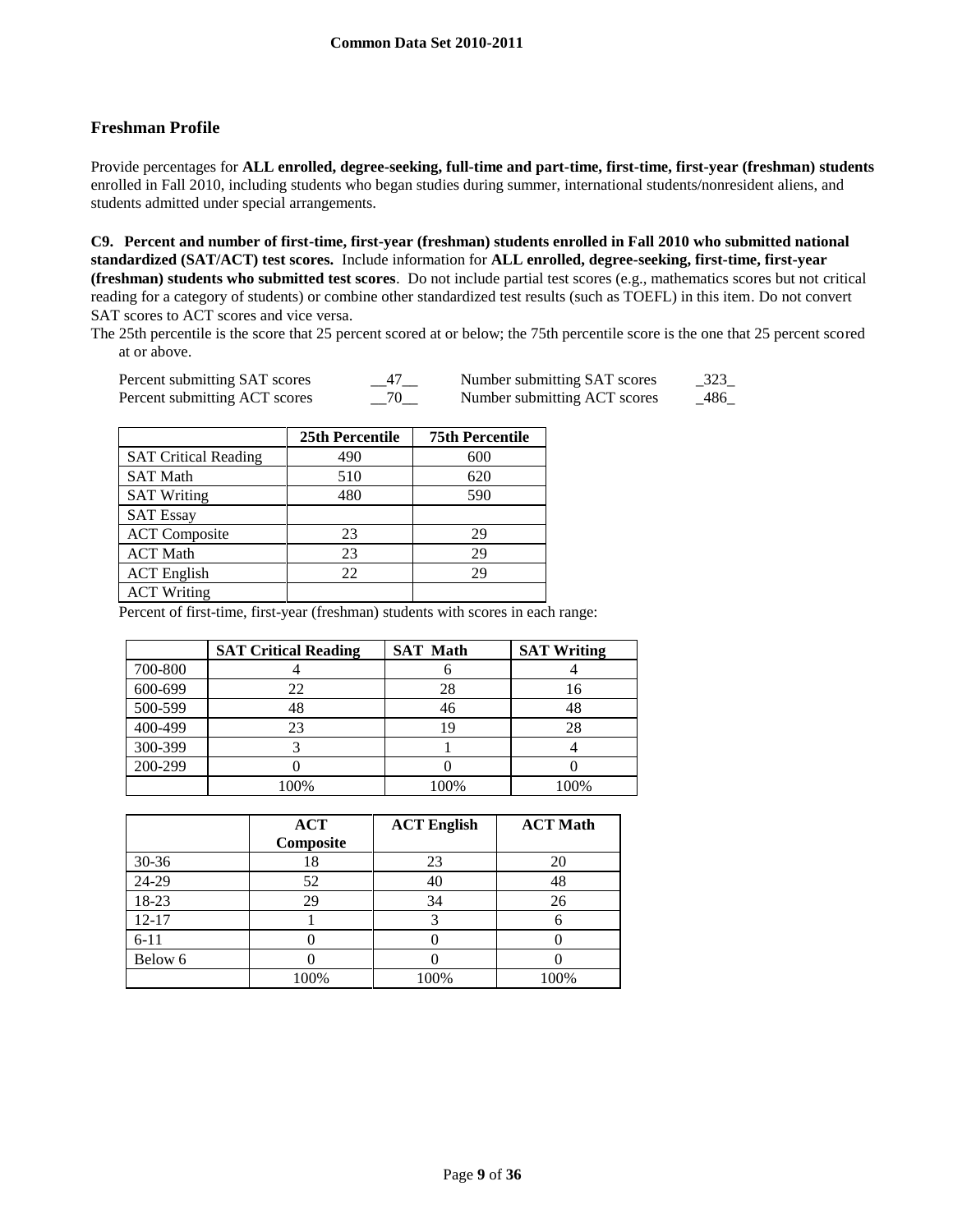## Freshman Profile

Provide percentages for **ALL enrolled, degree-seeking, full-time and part-time, first-time, first-year (freshman) students** enrolled in Fall 2010, including students who began studies during summer, international students/nonresident aliens, and students admitted under special arrangements.

**C9. Percent and number of first-time, first-year (freshman) students enrolled in Fall 2010 who submitted national standardized (SAT/ACT) test scores.** Include information for **ALL enrolled, degree-seeking, first-time, first-year (freshman) students who submitted test scores**. Do not include partial test scores (e.g., mathematics scores but not critical reading for a category of students) or combine other standardized test results (such as TOEFL) in this item. Do not convert SAT scores to ACT scores and vice versa.

The 25th percentile is the score that 25 percent scored at or below; the 75th percentile score is the one that 25 percent scored at or above.

Percent submitting SAT scores __47__ Number submitting SAT scores _323_

Percent submitting ACT scores __70__ Number submitting ACT scores _486_

| | 25th Percentile | 75th Percentile |
|---|---|---|
| SAT Critical Reading | 490 | 600 |
| SAT Math | 510 | 620 |
| SAT Writing | 480 | 590 |
| SAT Essay | | |
| ACT Composite | 23 | 29 |
| ACT Math | 23 | 29 |
| ACT English | 22 | 29 |
| ACT Writing | | |

Percent of first-time, first-year (freshman) students with scores in each range:

| | SAT Critical Reading | SAT Math | SAT Writing |
|---|---|---|---|
| 700-800 | 4 | 6 | 4 |
| 600-699 | 22 | 28 | 16 |
| 500-599 | 48 | 46 | 48 |
| 400-499 | 23 | 19 | 28 |
| 300-399 | 3 | 1 | 4 |
| 200-299 | 0 | 0 | 0 |
| | 100% | 100% | 100% |

| | ACT Composite | ACT English | ACT Math |
|---|---|---|---|
| 30-36 | 18 | 23 | 20 |
| 24-29 | 52 | 40 | 48 |
| 18-23 | 29 | 34 | 26 |
| 12-17 | 1 | 3 | 6 |
| 6-11 | 0 | 0 | 0 |
| Below 6 | 0 | 0 | 0 |
| | 100% | 100% | 100% |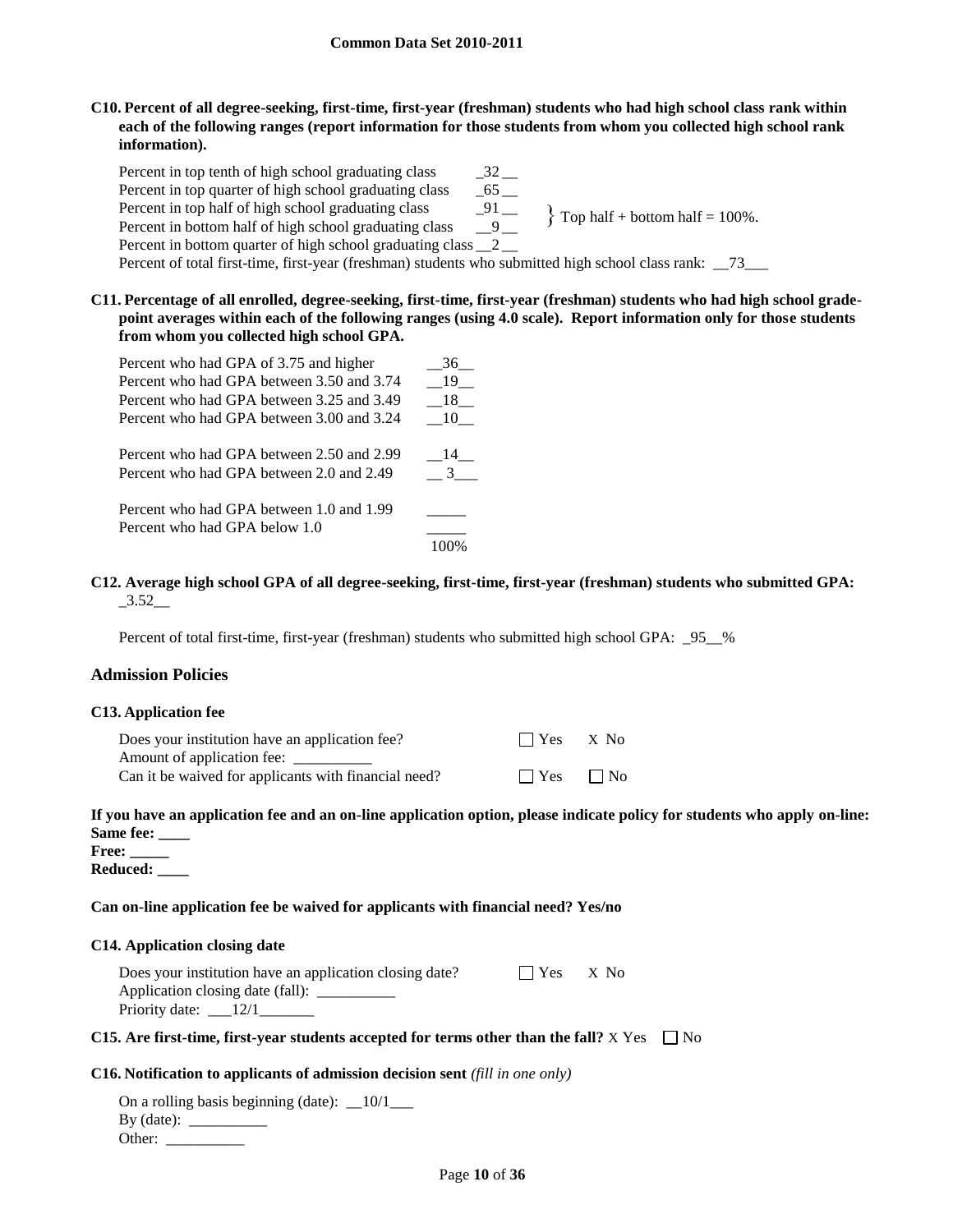**C10. Percent of all degree-seeking, first-time, first-year (freshman) students who had high school class rank within each of the following ranges (report information for those students from whom you collected high school rank information).**

| | |
|---|---|
| Percent in top tenth of high school graduating class | _32__ |
| Percent in top quarter of high school graduating class | _65__ |
| Percent in top half of high school graduating class | _91__ |
| Percent in bottom half of high school graduating class | __9__ |
| Percent in bottom quarter of high school graduating class | __2__ |

} Top half + bottom half = 100%.

Percent of total first-time, first-year (freshman) students who submitted high school class rank: __73___

**C11. Percentage of all enrolled, degree-seeking, first-time, first-year (freshman) students who had high school grade-point averages within each of the following ranges (using 4.0 scale). Report information only for those students from whom you collected high school GPA.**

| | |
|---|---|
| Percent who had GPA of 3.75 and higher | __36__ |
| Percent who had GPA between 3.50 and 3.74 | __19__ |
| Percent who had GPA between 3.25 and 3.49 | __18__ |
| Percent who had GPA between 3.00 and 3.24 | __10__ |
| Percent who had GPA between 2.50 and 2.99 | __14__ |
| Percent who had GPA between 2.0 and 2.49 | __3___ |
| Percent who had GPA between 1.0 and 1.99 | _____ |
| Percent who had GPA below 1.0 | _____ |
| | 100% |

**C12. Average high school GPA of all degree-seeking, first-time, first-year (freshman) students who submitted GPA:** _3.52__

Percent of total first-time, first-year (freshman) students who submitted high school GPA: _95__%

## Admission Policies

### C13. Application fee

Does your institution have an application fee? ☐ Yes X No

Amount of application fee: __________

Can it be waived for applicants with financial need? ☐ Yes ☐ No

**If you have an application fee and an on-line application option, please indicate policy for students who apply on-line:**

**Same fee: ____**

**Free: _____**

**Reduced: ____**

**Can on-line application fee be waived for applicants with financial need? Yes/no**

### C14. Application closing date

Does your institution have an application closing date? ☐ Yes X No

Application closing date (fall): __________

Priority date: ___12/1_______

**C15. Are first-time, first-year students accepted for terms other than the fall?** X Yes ☐ No

**C16. Notification to applicants of admission decision sent** *(fill in one only)*

On a rolling basis beginning (date): __10/1___

By (date): __________

Other: __________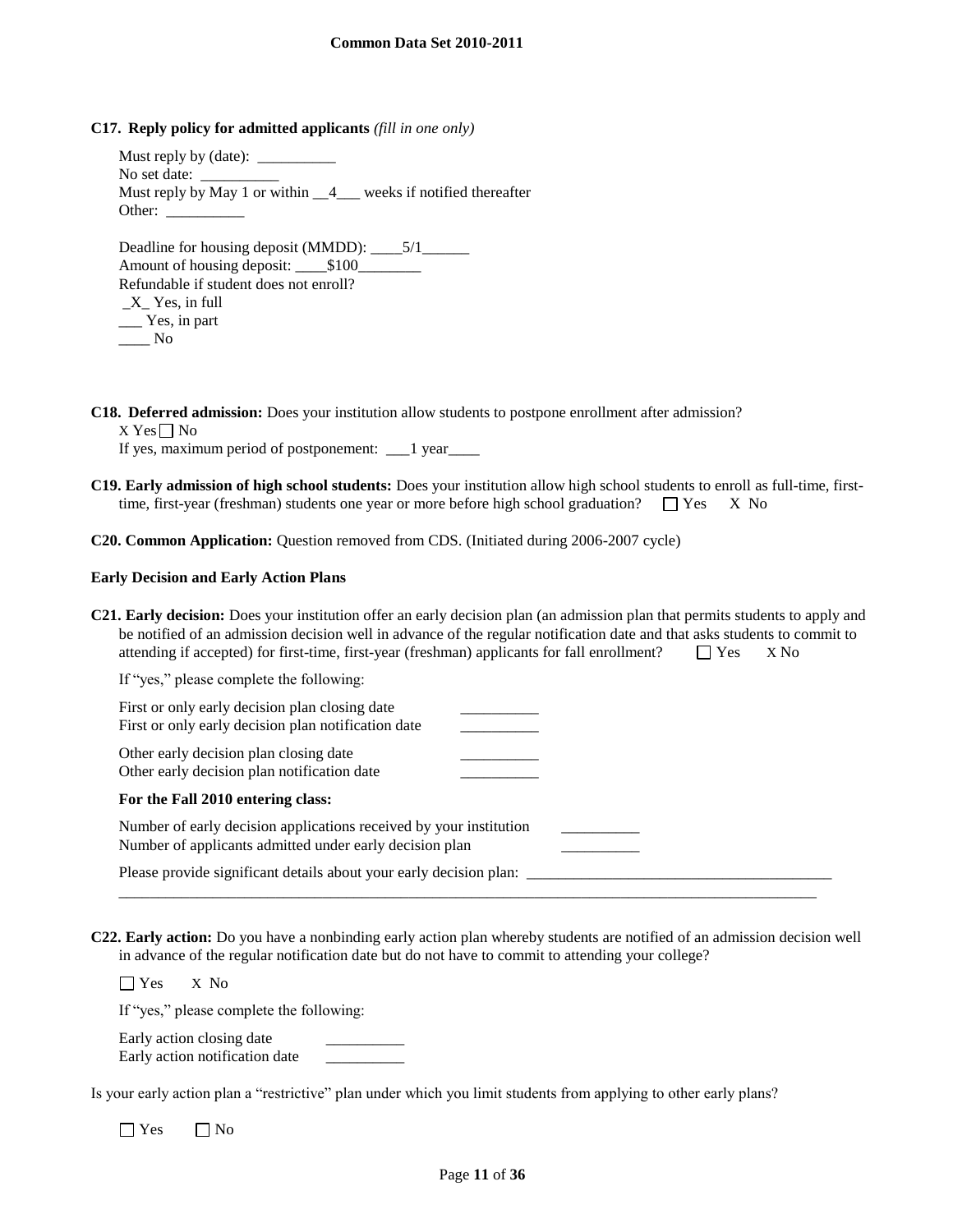**C17. Reply policy for admitted applicants** *(fill in one only)*

Must reply by (date): __________
No set date: __________
Must reply by May 1 or within __4___ weeks if notified thereafter
Other: __________

Deadline for housing deposit (MMDD): ____5/1______
Amount of housing deposit: ____$100________
Refundable if student does not enroll?
_X_ Yes, in full
___ Yes, in part
____ No

**C18. Deferred admission:** Does your institution allow students to postpone enrollment after admission?
X Yes ☐ No
If yes, maximum period of postponement: ___1 year____

**C19. Early admission of high school students:** Does your institution allow high school students to enroll as full-time, first-time, first-year (freshman) students one year or more before high school graduation? ☐ Yes X No

**C20. Common Application:** Question removed from CDS. (Initiated during 2006-2007 cycle)

**Early Decision and Early Action Plans**

**C21. Early decision:** Does your institution offer an early decision plan (an admission plan that permits students to apply and be notified of an admission decision well in advance of the regular notification date and that asks students to commit to attending if accepted) for first-time, first-year (freshman) applicants for fall enrollment? ☐ Yes X No

If "yes," please complete the following:

First or only early decision plan closing date __________
First or only early decision plan notification date __________

Other early decision plan closing date __________
Other early decision plan notification date __________

**For the Fall 2010 entering class:**

Number of early decision applications received by your institution __________
Number of applicants admitted under early decision plan __________

Please provide significant details about your early decision plan: ________________________________________
______________________________________________________________________________________________

**C22. Early action:** Do you have a nonbinding early action plan whereby students are notified of an admission decision well in advance of the regular notification date but do not have to commit to attending your college?

☐ Yes X No

If "yes," please complete the following:

Early action closing date __________
Early action notification date __________

Is your early action plan a "restrictive" plan under which you limit students from applying to other early plans?

☐ Yes ☐ No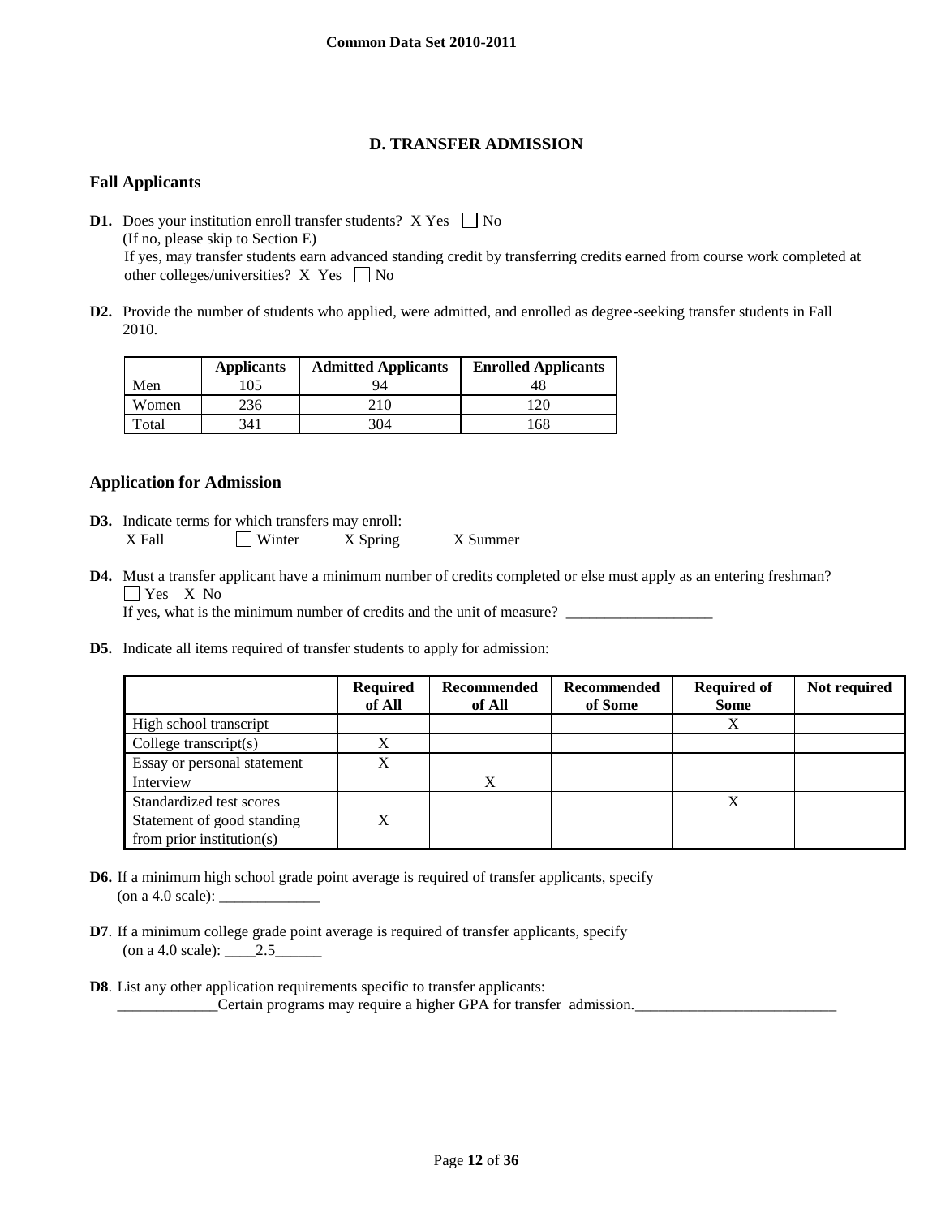Common Data Set 2010-2011

## D. TRANSFER ADMISSION

### Fall Applicants

**D1.** Does your institution enroll transfer students? X Yes ☐ No
(If no, please skip to Section E)
If yes, may transfer students earn advanced standing credit by transferring credits earned from course work completed at other colleges/universities? X Yes ☐ No

**D2.** Provide the number of students who applied, were admitted, and enrolled as degree-seeking transfer students in Fall 2010.

| | Applicants | Admitted Applicants | Enrolled Applicants |
|---|---|---|---|
| Men | 105 | 94 | 48 |
| Women | 236 | 210 | 120 |
| Total | 341 | 304 | 168 |

### Application for Admission

**D3.** Indicate terms for which transfers may enroll:
X Fall ☐ Winter X Spring X Summer

**D4.** Must a transfer applicant have a minimum number of credits completed or else must apply as an entering freshman?
☐ Yes X No
If yes, what is the minimum number of credits and the unit of measure? ___________________

**D5.** Indicate all items required of transfer students to apply for admission:

| | Required of All | Recommended of All | Recommended of Some | Required of Some | Not required |
|---|---|---|---|---|---|
| High school transcript | | | | X | |
| College transcript(s) | X | | | | |
| Essay or personal statement | X | | | | |
| Interview | | X | | | |
| Standardized test scores | | | | X | |
| Statement of good standing from prior institution(s) | X | | | | |

**D6.** If a minimum high school grade point average is required of transfer applicants, specify (on a 4.0 scale): _____________

**D7**. If a minimum college grade point average is required of transfer applicants, specify (on a 4.0 scale): ____2.5______

**D8**. List any other application requirements specific to transfer applicants:
_____________Certain programs may require a higher GPA for transfer admission.__________________________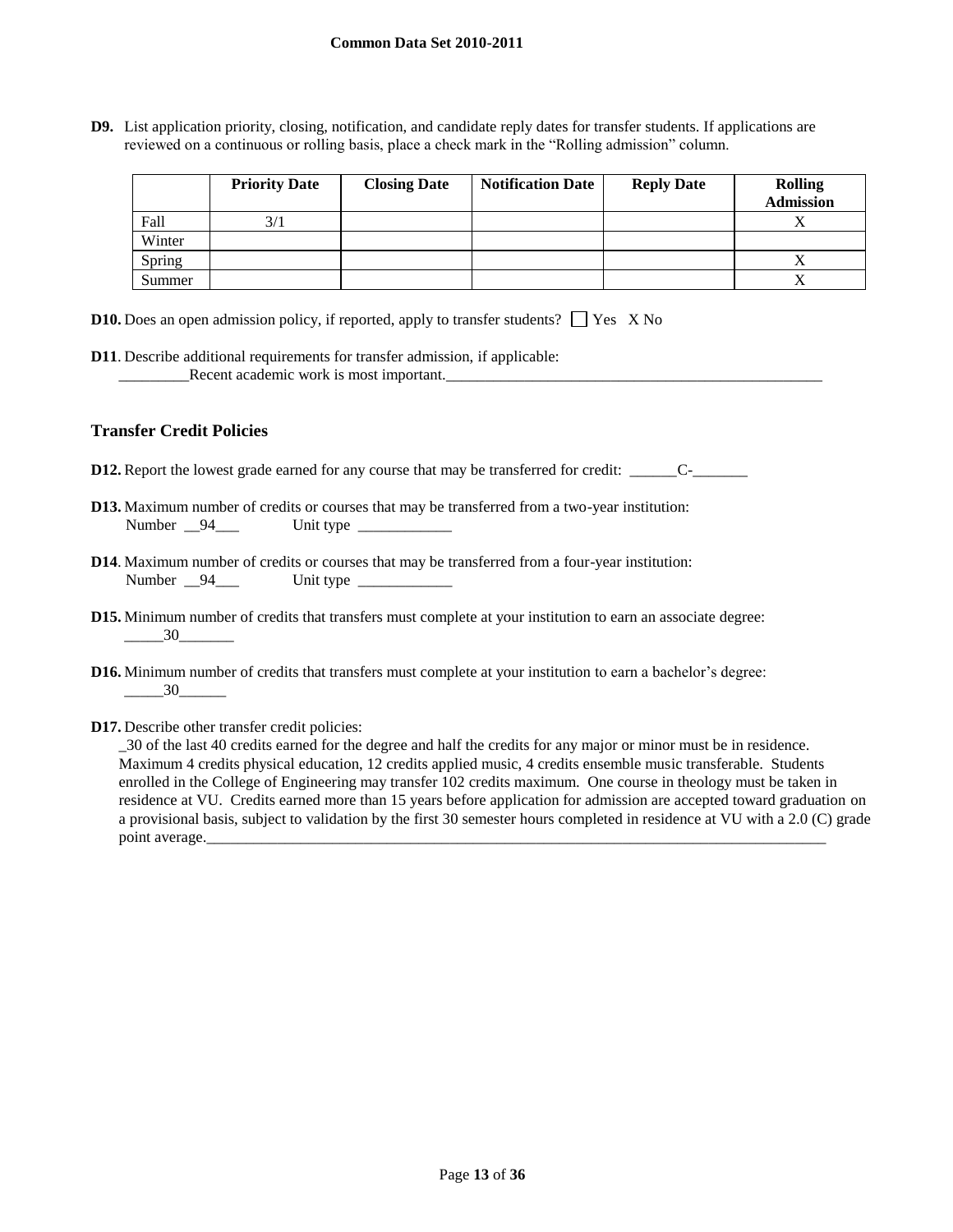**D9.** List application priority, closing, notification, and candidate reply dates for transfer students. If applications are reviewed on a continuous or rolling basis, place a check mark in the "Rolling admission" column.

| | Priority Date | Closing Date | Notification Date | Reply Date | Rolling Admission |
|---|---|---|---|---|---|
| Fall | 3/1 | | | | X |
| Winter | | | | | |
| Spring | | | | | X |
| Summer | | | | | X |

**D10.** Does an open admission policy, if reported, apply to transfer students? ☐ Yes X No

**D11**. Describe additional requirements for transfer admission, if applicable:
_________Recent academic work is most important.__________________________________________________

## Transfer Credit Policies

**D12.** Report the lowest grade earned for any course that may be transferred for credit: ______C-_______

**D13.** Maximum number of credits or courses that may be transferred from a two-year institution:
Number __94___ Unit type ____________

**D14**. Maximum number of credits or courses that may be transferred from a four-year institution:
Number __94___ Unit type ____________

**D15.** Minimum number of credits that transfers must complete at your institution to earn an associate degree:
_____30_______

**D16.** Minimum number of credits that transfers must complete at your institution to earn a bachelor's degree:
_____30______

**D17.** Describe other transfer credit policies:
_30 of the last 40 credits earned for the degree and half the credits for any major or minor must be in residence. Maximum 4 credits physical education, 12 credits applied music, 4 credits ensemble music transferable. Students enrolled in the College of Engineering may transfer 102 credits maximum. One course in theology must be taken in residence at VU. Credits earned more than 15 years before application for admission are accepted toward graduation on a provisional basis, subject to validation by the first 30 semester hours completed in residence at VU with a 2.0 (C) grade point average.____________________________________________________________________________________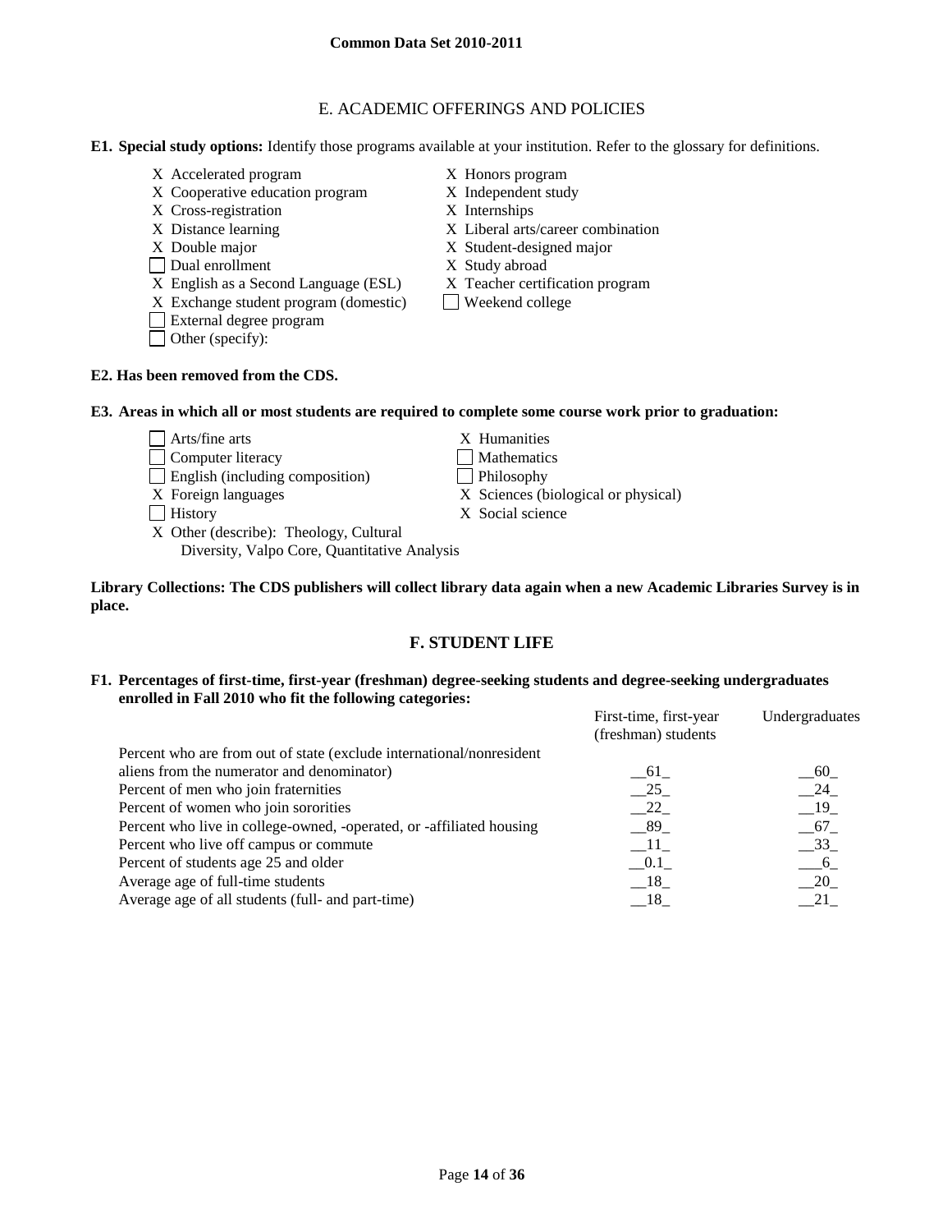## E. ACADEMIC OFFERINGS AND POLICIES

**E1. Special study options:** Identify those programs available at your institution. Refer to the glossary for definitions.

- X Accelerated program
- X Cooperative education program
- X Cross-registration
- X Distance learning
- X Double major
- ☐ Dual enrollment
- X English as a Second Language (ESL)
- X Exchange student program (domestic)
- ☐ External degree program
- ☐ Other (specify):
- X Honors program
- X Independent study
- X Internships
- X Liberal arts/career combination
- X Student-designed major
- X Study abroad
- X Teacher certification program
- ☐ Weekend college

**E2. Has been removed from the CDS.**

**E3. Areas in which all or most students are required to complete some course work prior to graduation:**

- ☐ Arts/fine arts
- ☐ Computer literacy
- ☐ English (including composition)
- X Foreign languages
- ☐ History
- X Other (describe): Theology, Cultural Diversity, Valpo Core, Quantitative Analysis
- X Humanities
- ☐ Mathematics
- ☐ Philosophy
- X Sciences (biological or physical)
- X Social science

**Library Collections: The CDS publishers will collect library data again when a new Academic Libraries Survey is in place.**

## F. STUDENT LIFE

**F1. Percentages of first-time, first-year (freshman) degree-seeking students and degree-seeking undergraduates enrolled in Fall 2010 who fit the following categories:**

| | First-time, first-year (freshman) students | Undergraduates |
|---|---|---|
| Percent who are from out of state (exclude international/nonresident aliens from the numerator and denominator) | 61 | 60 |
| Percent of men who join fraternities | 25 | 24 |
| Percent of women who join sororities | 22 | 19 |
| Percent who live in college-owned, -operated, or -affiliated housing | 89 | 67 |
| Percent who live off campus or commute | 11 | 33 |
| Percent of students age 25 and older | 0.1 | 6 |
| Average age of full-time students | 18 | 20 |
| Average age of all students (full- and part-time) | 18 | 21 |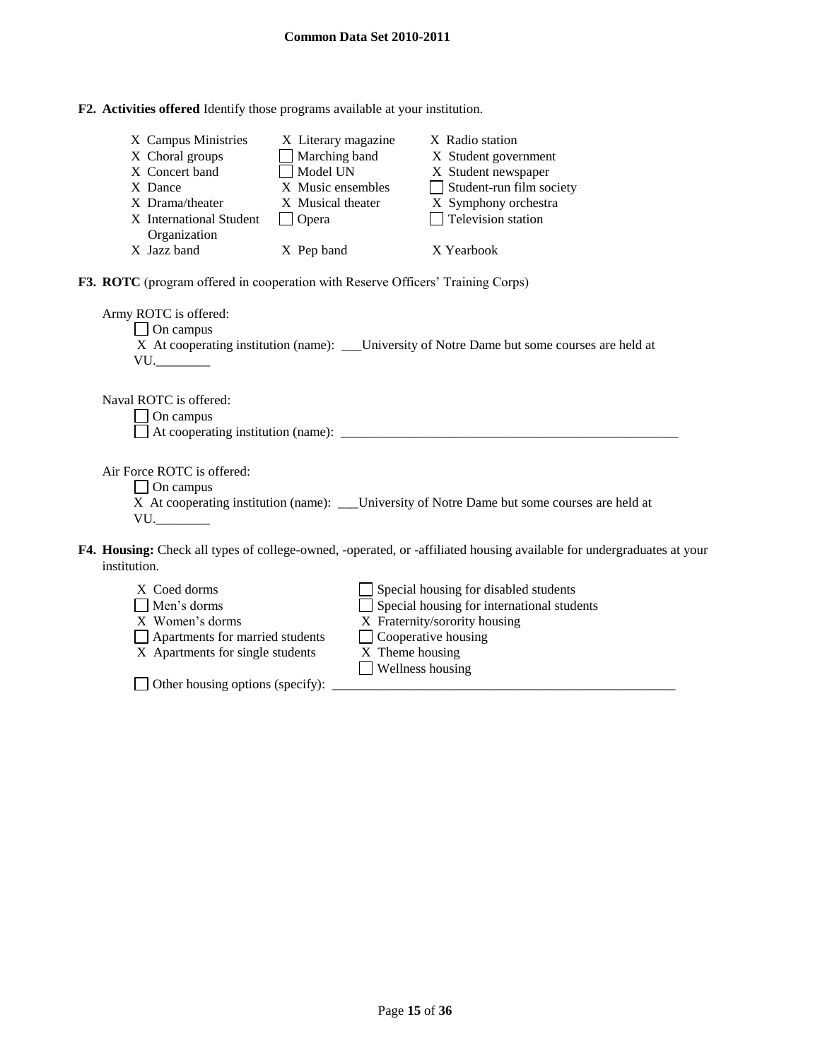**F2. Activities offered** Identify those programs available at your institution.

| | | |
|---|---|---|
| X Campus Ministries | X Literary magazine | X Radio station |
| X Choral groups | ☐ Marching band | X Student government |
| X Concert band | ☐ Model UN | X Student newspaper |
| X Dance | X Music ensembles | ☐ Student-run film society |
| X Drama/theater | X Musical theater | X Symphony orchestra |
| X International Student Organization | ☐ Opera | ☐ Television station |
| X Jazz band | X Pep band | X Yearbook |

**F3. ROTC** (program offered in cooperation with Reserve Officers' Training Corps)

Army ROTC is offered:

☐ On campus

X At cooperating institution (name): \_\_\_University of Notre Dame but some courses are held at VU.\_\_\_\_\_\_\_\_

Naval ROTC is offered:

☐ On campus

☐ At cooperating institution (name): \_\_\_\_\_\_\_\_\_\_\_\_\_\_\_\_\_\_\_\_\_\_\_\_\_\_\_\_\_\_\_\_\_\_\_\_\_\_\_\_\_\_\_\_\_\_\_\_\_\_\_\_

Air Force ROTC is offered:

☐ On campus

X At cooperating institution (name): \_\_\_University of Notre Dame but some courses are held at VU.\_\_\_\_\_\_\_\_

**F4. Housing:** Check all types of college-owned, -operated, or -affiliated housing available for undergraduates at your institution.

| | |
|---|---|
| X Coed dorms | ☐ Special housing for disabled students |
| ☐ Men's dorms | ☐ Special housing for international students |
| X Women's dorms | X Fraternity/sorority housing |
| ☐ Apartments for married students | ☐ Cooperative housing |
| X Apartments for single students | X Theme housing |
| | ☐ Wellness housing |

☐ Other housing options (specify): \_\_\_\_\_\_\_\_\_\_\_\_\_\_\_\_\_\_\_\_\_\_\_\_\_\_\_\_\_\_\_\_\_\_\_\_\_\_\_\_\_\_\_\_\_\_\_\_\_\_\_\_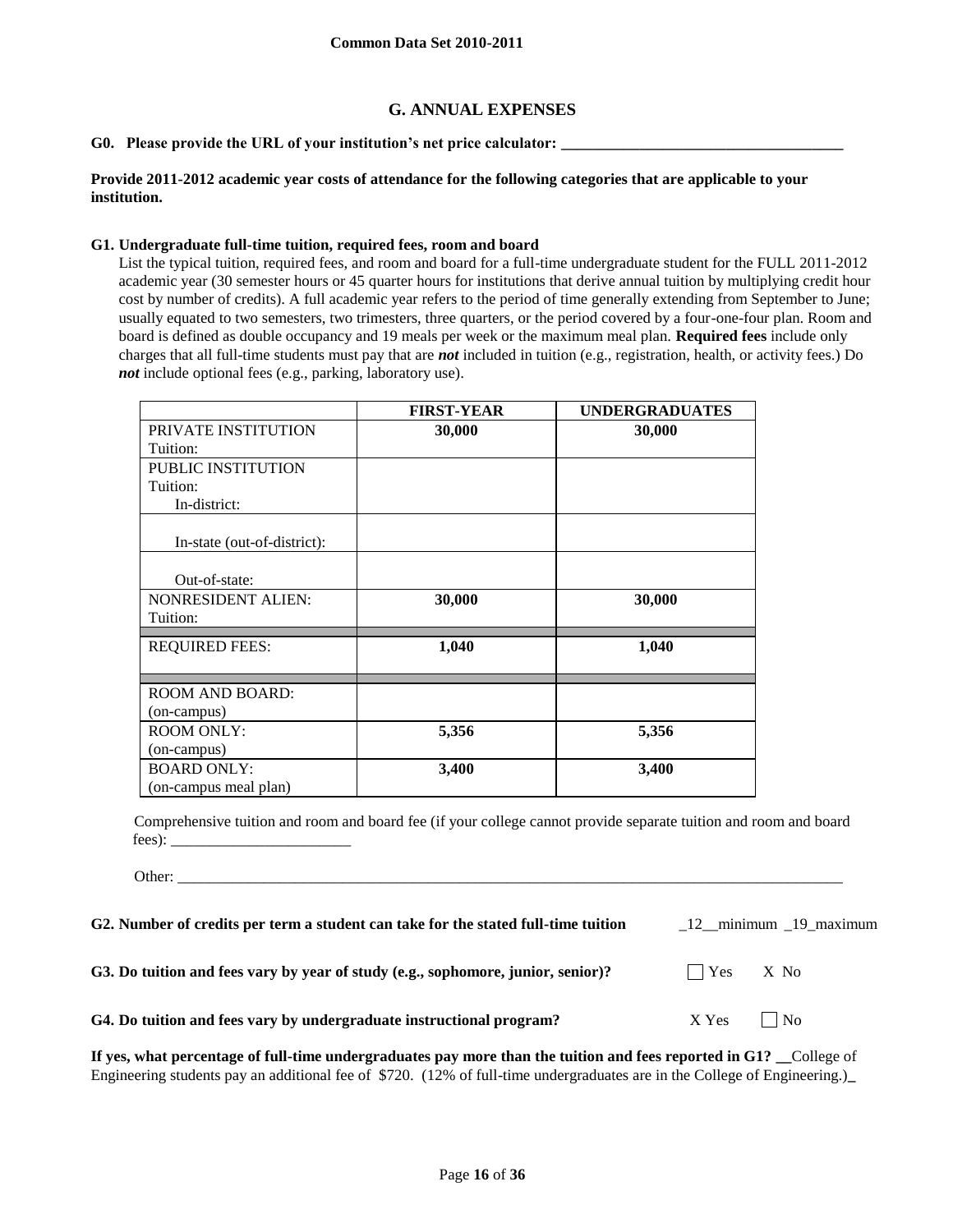## G. ANNUAL EXPENSES

**G0. Please provide the URL of your institution's net price calculator: ____________________________________**

**Provide 2011-2012 academic year costs of attendance for the following categories that are applicable to your institution.**

**G1. Undergraduate full-time tuition, required fees, room and board**

List the typical tuition, required fees, and room and board for a full-time undergraduate student for the FULL 2011-2012 academic year (30 semester hours or 45 quarter hours for institutions that derive annual tuition by multiplying credit hour cost by number of credits). A full academic year refers to the period of time generally extending from September to June; usually equated to two semesters, two trimesters, three quarters, or the period covered by a four-one-four plan. Room and board is defined as double occupancy and 19 meals per week or the maximum meal plan. **Required fees** include only charges that all full-time students must pay that are ***not*** included in tuition (e.g., registration, health, or activity fees.) Do ***not*** include optional fees (e.g., parking, laboratory use).

| | FIRST-YEAR | UNDERGRADUATES |
|---|---|---|
| PRIVATE INSTITUTION Tuition: | 30,000 | 30,000 |
| PUBLIC INSTITUTION Tuition: In-district: | | |
| In-state (out-of-district): | | |
| Out-of-state: | | |
| NONRESIDENT ALIEN: Tuition: | 30,000 | 30,000 |
| REQUIRED FEES: | 1,040 | 1,040 |
| ROOM AND BOARD: (on-campus) | | |
| ROOM ONLY: (on-campus) | 5,356 | 5,356 |
| BOARD ONLY: (on-campus meal plan) | 3,400 | 3,400 |

Comprehensive tuition and room and board fee (if your college cannot provide separate tuition and room and board fees): _______________________

Other: ____________________________________________________________________________________

**G2. Number of credits per term a student can take for the stated full-time tuition** _12__minimum _19_maximum

**G3. Do tuition and fees vary by year of study (e.g., sophomore, junior, senior)?** ☐ Yes X No

**G4. Do tuition and fees vary by undergraduate instructional program?** X Yes ☐ No

**If yes, what percentage of full-time undergraduates pay more than the tuition and fees reported in G1?** __College of Engineering students pay an additional fee of $720. (12% of full-time undergraduates are in the College of Engineering.)_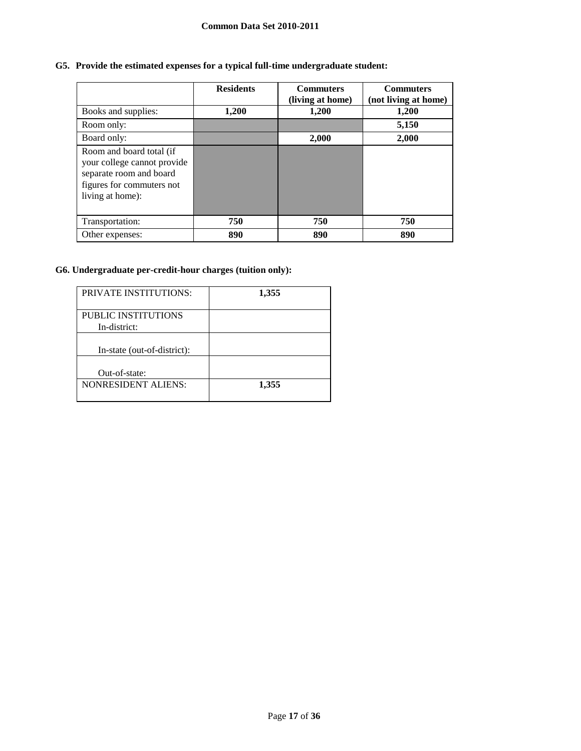**G5. Provide the estimated expenses for a typical full-time undergraduate student:**

| | Residents | Commuters (living at home) | Commuters (not living at home) |
|---|---|---|---|
| Books and supplies: | **1,200** | **1,200** | **1,200** |
| Room only: | | | **5,150** |
| Board only: | | **2,000** | **2,000** |
| Room and board total (if your college cannot provide separate room and board figures for commuters not living at home): | | | |
| Transportation: | **750** | **750** | **750** |
| Other expenses: | **890** | **890** | **890** |

**G6. Undergraduate per-credit-hour charges (tuition only):**

| | |
|---|---|
| PRIVATE INSTITUTIONS: | **1,355** |
| PUBLIC INSTITUTIONS In-district: | |
| In-state (out-of-district): | |
| Out-of-state: | |
| NONRESIDENT ALIENS: | **1,355** |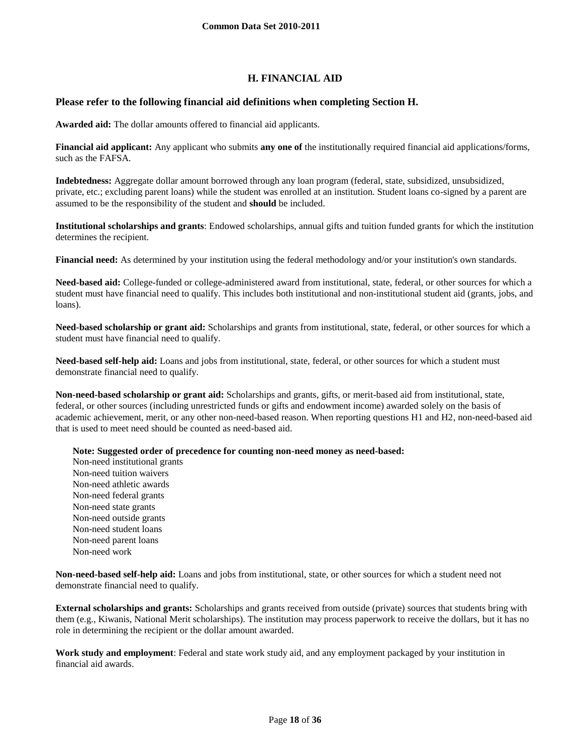## H. FINANCIAL AID

### Please refer to the following financial aid definitions when completing Section H.

**Awarded aid:** The dollar amounts offered to financial aid applicants.

**Financial aid applicant:** Any applicant who submits **any one of** the institutionally required financial aid applications/forms, such as the FAFSA.

**Indebtedness:** Aggregate dollar amount borrowed through any loan program (federal, state, subsidized, unsubsidized, private, etc.; excluding parent loans) while the student was enrolled at an institution. Student loans co-signed by a parent are assumed to be the responsibility of the student and **should** be included.

**Institutional scholarships and grants**: Endowed scholarships, annual gifts and tuition funded grants for which the institution determines the recipient.

**Financial need:** As determined by your institution using the federal methodology and/or your institution's own standards.

**Need-based aid:** College-funded or college-administered award from institutional, state, federal, or other sources for which a student must have financial need to qualify. This includes both institutional and non-institutional student aid (grants, jobs, and loans).

**Need-based scholarship or grant aid:** Scholarships and grants from institutional, state, federal, or other sources for which a student must have financial need to qualify.

**Need-based self-help aid:** Loans and jobs from institutional, state, federal, or other sources for which a student must demonstrate financial need to qualify.

**Non-need-based scholarship or grant aid:** Scholarships and grants, gifts, or merit-based aid from institutional, state, federal, or other sources (including unrestricted funds or gifts and endowment income) awarded solely on the basis of academic achievement, merit, or any other non-need-based reason. When reporting questions H1 and H2, non-need-based aid that is used to meet need should be counted as need-based aid.

**Note: Suggested order of precedence for counting non-need money as need-based:**
Non-need institutional grants
Non-need tuition waivers
Non-need athletic awards
Non-need federal grants
Non-need state grants
Non-need outside grants
Non-need student loans
Non-need parent loans
Non-need work

**Non-need-based self-help aid:** Loans and jobs from institutional, state, or other sources for which a student need not demonstrate financial need to qualify.

**External scholarships and grants:** Scholarships and grants received from outside (private) sources that students bring with them (e.g., Kiwanis, National Merit scholarships). The institution may process paperwork to receive the dollars, but it has no role in determining the recipient or the dollar amount awarded.

**Work study and employment**: Federal and state work study aid, and any employment packaged by your institution in financial aid awards.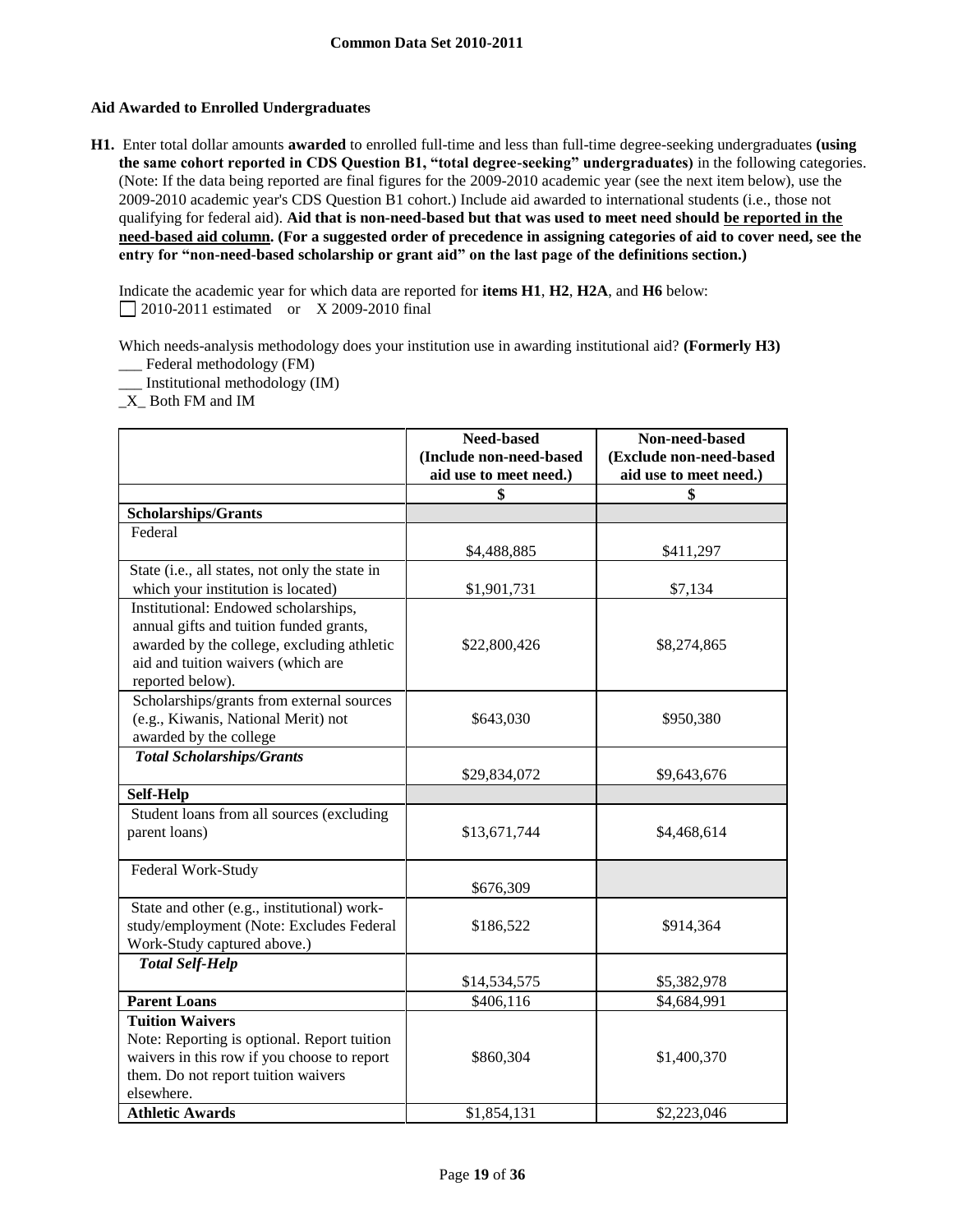**Common Data Set 2010-2011**

### Aid Awarded to Enrolled Undergraduates

**H1.** Enter total dollar amounts **awarded** to enrolled full-time and less than full-time degree-seeking undergraduates **(using the same cohort reported in CDS Question B1, "total degree-seeking" undergraduates)** in the following categories. (Note: If the data being reported are final figures for the 2009-2010 academic year (see the next item below), use the 2009-2010 academic year's CDS Question B1 cohort.) Include aid awarded to international students (i.e., those not qualifying for federal aid). **Aid that is non-need-based but that was used to meet need should be reported in the need-based aid column. (For a suggested order of precedence in assigning categories of aid to cover need, see the entry for "non-need-based scholarship or grant aid" on the last page of the definitions section.)**

Indicate the academic year for which data are reported for **items H1**, **H2**, **H2A**, and **H6** below:
☐ 2010-2011 estimated or X 2009-2010 final

Which needs-analysis methodology does your institution use in awarding institutional aid? **(Formerly H3)**
___ Federal methodology (FM)
___ Institutional methodology (IM)
_X_ Both FM and IM

| | Need-based (Include non-need-based aid use to meet need.) | Non-need-based (Exclude non-need-based aid use to meet need.) |
|---|---|---|
| | **$** | **$** |
| **Scholarships/Grants** | | |
| Federal | $4,488,885 | $411,297 |
| State (i.e., all states, not only the state in which your institution is located) | $1,901,731 | $7,134 |
| Institutional: Endowed scholarships, annual gifts and tuition funded grants, awarded by the college, excluding athletic aid and tuition waivers (which are reported below). | $22,800,426 | $8,274,865 |
| Scholarships/grants from external sources (e.g., Kiwanis, National Merit) not awarded by the college | $643,030 | $950,380 |
| ***Total Scholarships/Grants*** | $29,834,072 | $9,643,676 |
| **Self-Help** | | |
| Student loans from all sources (excluding parent loans) | $13,671,744 | $4,468,614 |
| Federal Work-Study | $676,309 | |
| State and other (e.g., institutional) work-study/employment (Note: Excludes Federal Work-Study captured above.) | $186,522 | $914,364 |
| ***Total Self-Help*** | $14,534,575 | $5,382,978 |
| **Parent Loans** | $406,116 | $4,684,991 |
| **Tuition Waivers** Note: Reporting is optional. Report tuition waivers in this row if you choose to report them. Do not report tuition waivers elsewhere. | $860,304 | $1,400,370 |
| **Athletic Awards** | $1,854,131 | $2,223,046 |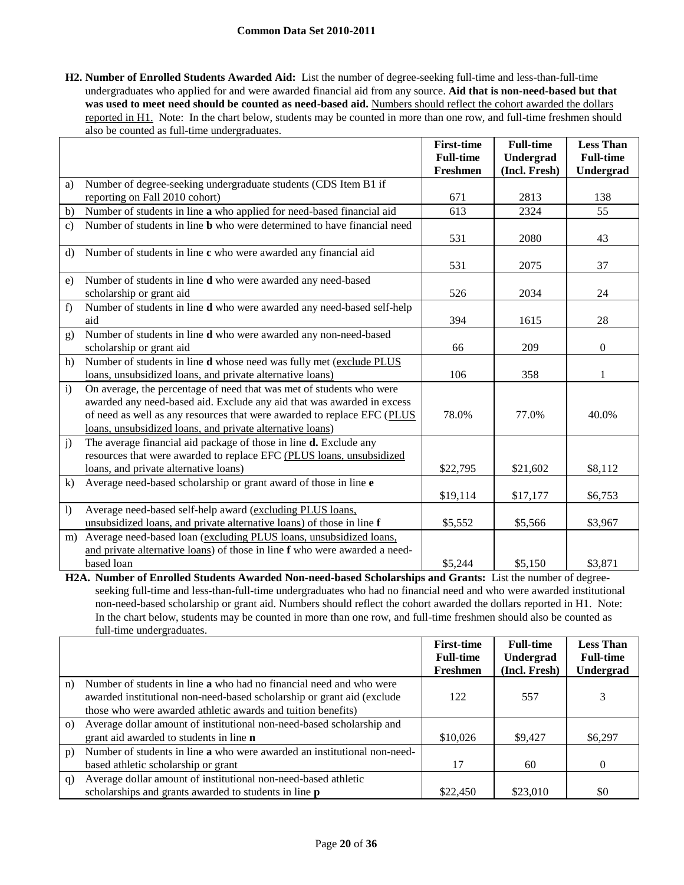**H2. Number of Enrolled Students Awarded Aid:** List the number of degree-seeking full-time and less-than-full-time undergraduates who applied for and were awarded financial aid from any source. **Aid that is non-need-based but that was used to meet need should be counted as need-based aid.** Numbers should reflect the cohort awarded the dollars reported in H1. Note: In the chart below, students may be counted in more than one row, and full-time freshmen should also be counted as full-time undergraduates.

| | | First-time Full-time Freshmen | Full-time Undergrad (Incl. Fresh) | Less Than Full-time Undergrad |
|---|---|---|---|---|
| a) | Number of degree-seeking undergraduate students (CDS Item B1 if reporting on Fall 2010 cohort) | 671 | 2813 | 138 |
| b) | Number of students in line **a** who applied for need-based financial aid | 613 | 2324 | 55 |
| c) | Number of students in line **b** who were determined to have financial need | 531 | 2080 | 43 |
| d) | Number of students in line **c** who were awarded any financial aid | 531 | 2075 | 37 |
| e) | Number of students in line **d** who were awarded any need-based scholarship or grant aid | 526 | 2034 | 24 |
| f) | Number of students in line **d** who were awarded any need-based self-help aid | 394 | 1615 | 28 |
| g) | Number of students in line **d** who were awarded any non-need-based scholarship or grant aid | 66 | 209 | 0 |
| h) | Number of students in line **d** whose need was fully met (exclude PLUS loans, unsubsidized loans, and private alternative loans) | 106 | 358 | 1 |
| i) | On average, the percentage of need that was met of students who were awarded any need-based aid. Exclude any aid that was awarded in excess of need as well as any resources that were awarded to replace EFC (PLUS loans, unsubsidized loans, and private alternative loans) | 78.0% | 77.0% | 40.0% |
| j) | The average financial aid package of those in line **d.** Exclude any resources that were awarded to replace EFC (PLUS loans, unsubsidized loans, and private alternative loans) | $22,795 | $21,602 | $8,112 |
| k) | Average need-based scholarship or grant award of those in line **e** | $19,114 | $17,177 | $6,753 |
| l) | Average need-based self-help award (excluding PLUS loans, unsubsidized loans, and private alternative loans) of those in line **f** | $5,552 | $5,566 | $3,967 |
| m) | Average need-based loan (excluding PLUS loans, unsubsidized loans, and private alternative loans) of those in line **f** who were awarded a need-based loan | $5,244 | $5,150 | $3,871 |

**H2A. Number of Enrolled Students Awarded Non-need-based Scholarships and Grants:** List the number of degree-seeking full-time and less-than-full-time undergraduates who had no financial need and who were awarded institutional non-need-based scholarship or grant aid. Numbers should reflect the cohort awarded the dollars reported in H1. Note: In the chart below, students may be counted in more than one row, and full-time freshmen should also be counted as full-time undergraduates.

| | | First-time Full-time Freshmen | Full-time Undergrad (Incl. Fresh) | Less Than Full-time Undergrad |
|---|---|---|---|---|
| n) | Number of students in line **a** who had no financial need and who were awarded institutional non-need-based scholarship or grant aid (exclude those who were awarded athletic awards and tuition benefits) | 122 | 557 | 3 |
| o) | Average dollar amount of institutional non-need-based scholarship and grant aid awarded to students in line **n** | $10,026 | $9,427 | $6,297 |
| p) | Number of students in line **a** who were awarded an institutional non-need-based athletic scholarship or grant | 17 | 60 | 0 |
| q) | Average dollar amount of institutional non-need-based athletic scholarships and grants awarded to students in line **p** | $22,450 | $23,010 | $0 |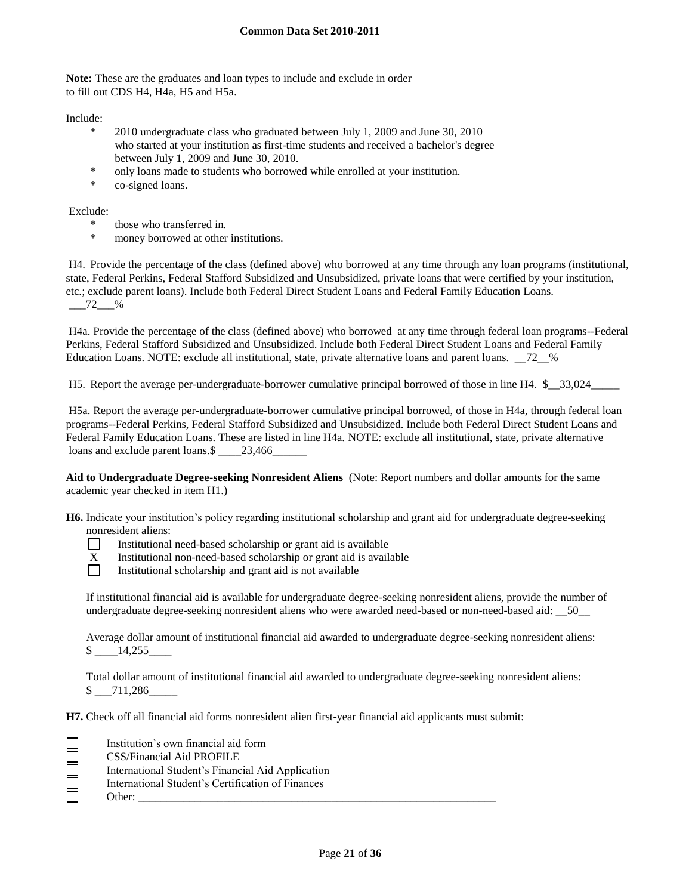**Note:** These are the graduates and loan types to include and exclude in order to fill out CDS H4, H4a, H5 and H5a.

Include:

- 2010 undergraduate class who graduated between July 1, 2009 and June 30, 2010 who started at your institution as first-time students and received a bachelor's degree between July 1, 2009 and June 30, 2010.
- only loans made to students who borrowed while enrolled at your institution.
- co-signed loans.

Exclude:

- those who transferred in.
- money borrowed at other institutions.

H4. Provide the percentage of the class (defined above) who borrowed at any time through any loan programs (institutional, state, Federal Perkins, Federal Stafford Subsidized and Unsubsidized, private loans that were certified by your institution, etc.; exclude parent loans). Include both Federal Direct Student Loans and Federal Family Education Loans. ___72___%

H4a. Provide the percentage of the class (defined above) who borrowed at any time through federal loan programs--Federal Perkins, Federal Stafford Subsidized and Unsubsidized. Include both Federal Direct Student Loans and Federal Family Education Loans. NOTE: exclude all institutional, state, private alternative loans and parent loans. __72__%

H5. Report the average per-undergraduate-borrower cumulative principal borrowed of those in line H4. $__33,024_____

H5a. Report the average per-undergraduate-borrower cumulative principal borrowed, of those in H4a, through federal loan programs--Federal Perkins, Federal Stafford Subsidized and Unsubsidized. Include both Federal Direct Student Loans and Federal Family Education Loans. These are listed in line H4a. NOTE: exclude all institutional, state, private alternative loans and exclude parent loans.$ ____23,466______

**Aid to Undergraduate Degree-seeking Nonresident Aliens** (Note: Report numbers and dollar amounts for the same academic year checked in item H1.)

**H6.** Indicate your institution's policy regarding institutional scholarship and grant aid for undergraduate degree-seeking nonresident aliens:

- [ ] Institutional need-based scholarship or grant aid is available
- X Institutional non-need-based scholarship or grant aid is available
- [ ] Institutional scholarship and grant aid is not available

If institutional financial aid is available for undergraduate degree-seeking nonresident aliens, provide the number of undergraduate degree-seeking nonresident aliens who were awarded need-based or non-need-based aid: __50__

Average dollar amount of institutional financial aid awarded to undergraduate degree-seeking nonresident aliens: $ ____14,255____

Total dollar amount of institutional financial aid awarded to undergraduate degree-seeking nonresident aliens: $ ___711,286_____

**H7.** Check off all financial aid forms nonresident alien first-year financial aid applicants must submit:

- [ ] Institution's own financial aid form
- [ ] CSS/Financial Aid PROFILE
- [ ] International Student's Financial Aid Application
- [ ] International Student's Certification of Finances
- [ ] Other: ________________________________________________________________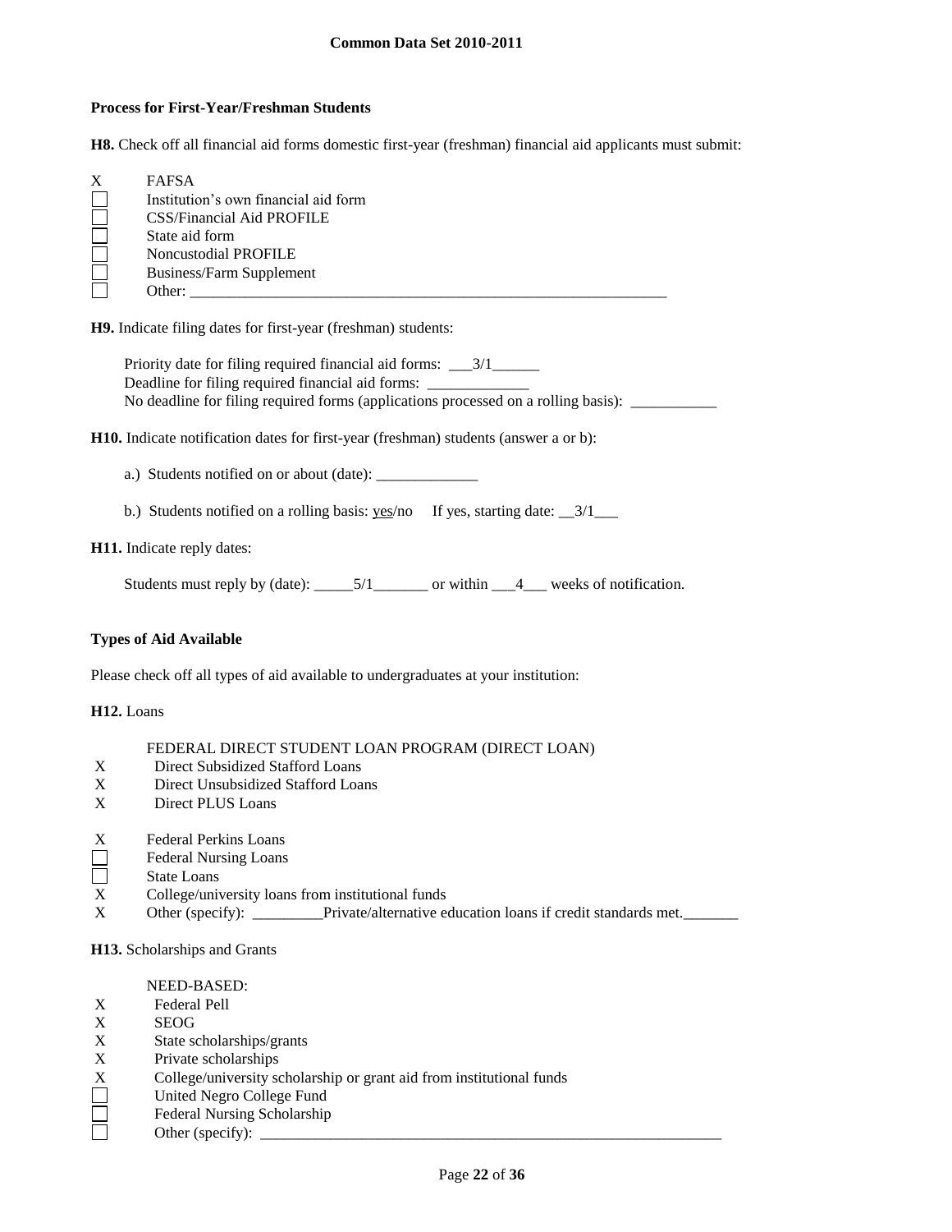**Process for First-Year/Freshman Students**

**H8.** Check off all financial aid forms domestic first-year (freshman) financial aid applicants must submit:

- X FAFSA
- ☐ Institution's own financial aid form
- ☐ CSS/Financial Aid PROFILE
- ☐ State aid form
- ☐ Noncustodial PROFILE
- ☐ Business/Farm Supplement
- ☐ Other: ______________________________________________________________

**H9.** Indicate filing dates for first-year (freshman) students:

Priority date for filing required financial aid forms: ___3/1______
Deadline for filing required financial aid forms: _____________
No deadline for filing required forms (applications processed on a rolling basis): ___________

**H10.** Indicate notification dates for first-year (freshman) students (answer a or b):

a.) Students notified on or about (date): _____________

b.) Students notified on a rolling basis: yes/no If yes, starting date: __3/1___

**H11.** Indicate reply dates:

Students must reply by (date): _____5/1_______ or within ___4___ weeks of notification.

**Types of Aid Available**

Please check off all types of aid available to undergraduates at your institution:

**H12.** Loans

FEDERAL DIRECT STUDENT LOAN PROGRAM (DIRECT LOAN)

- X Direct Subsidized Stafford Loans
- X Direct Unsubsidized Stafford Loans
- X Direct PLUS Loans

- X Federal Perkins Loans
- ☐ Federal Nursing Loans
- ☐ State Loans
- X College/university loans from institutional funds
- X Other (specify): _________Private/alternative education loans if credit standards met._______

**H13.** Scholarships and Grants

NEED-BASED:

- X Federal Pell
- X SEOG
- X State scholarships/grants
- X Private scholarships
- X College/university scholarship or grant aid from institutional funds
- ☐ United Negro College Fund
- ☐ Federal Nursing Scholarship
- ☐ Other (specify): _____________________________________________________________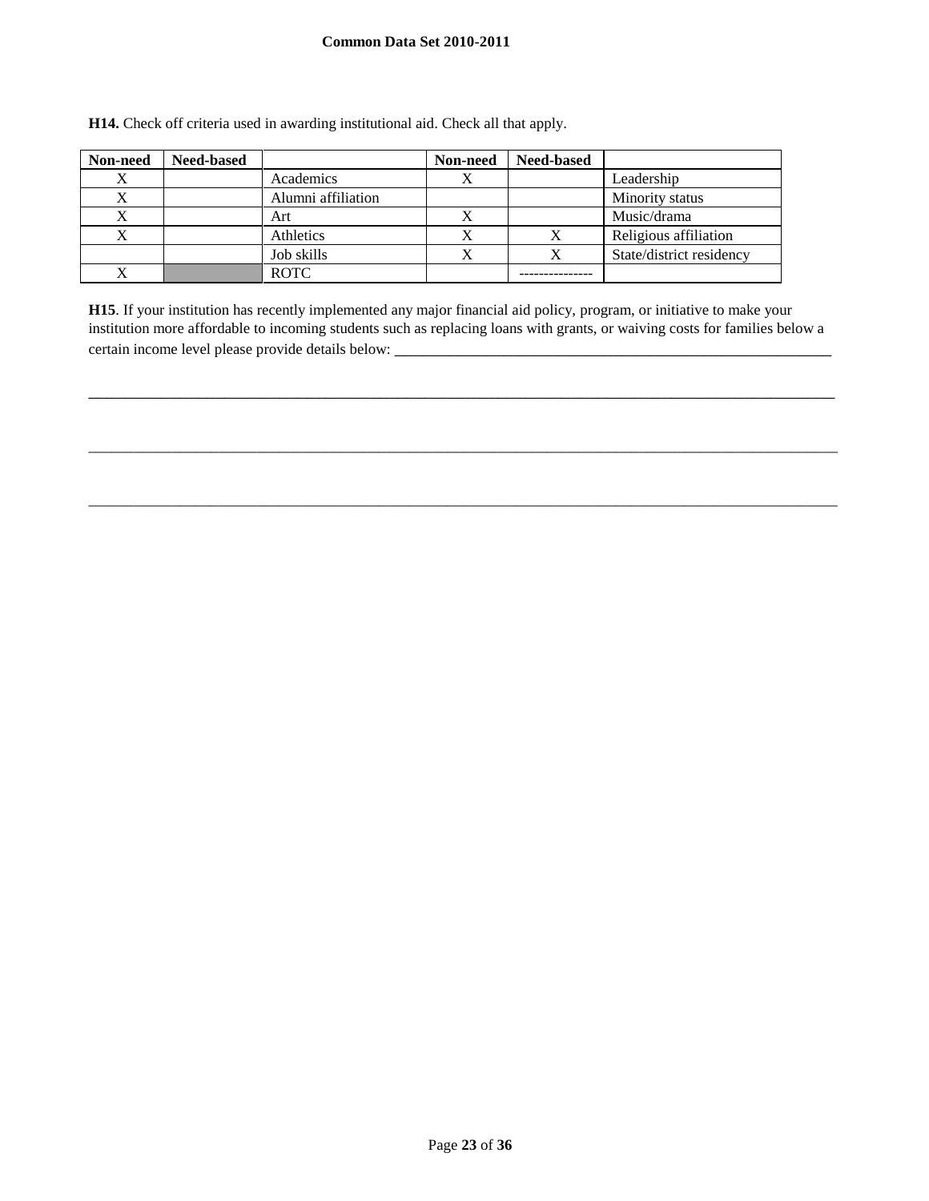**H14.** Check off criteria used in awarding institutional aid. Check all that apply.

| Non-need | Need-based | | Non-need | Need-based | |
|---|---|---|---|---|---|
| X | | Academics | X | | Leadership |
| X | | Alumni affiliation | | | Minority status |
| X | | Art | X | | Music/drama |
| X | | Athletics | X | X | Religious affiliation |
| | | Job skills | X | X | State/district residency |
| X | | ROTC | | --------------- | |

**H15**. If your institution has recently implemented any major financial aid policy, program, or initiative to make your institution more affordable to incoming students such as replacing loans with grants, or waiving costs for families below a certain income level please provide details below: ___________________________________________________________

_____________________________________________________________________________________________________

_____________________________________________________________________________________________________

_____________________________________________________________________________________________________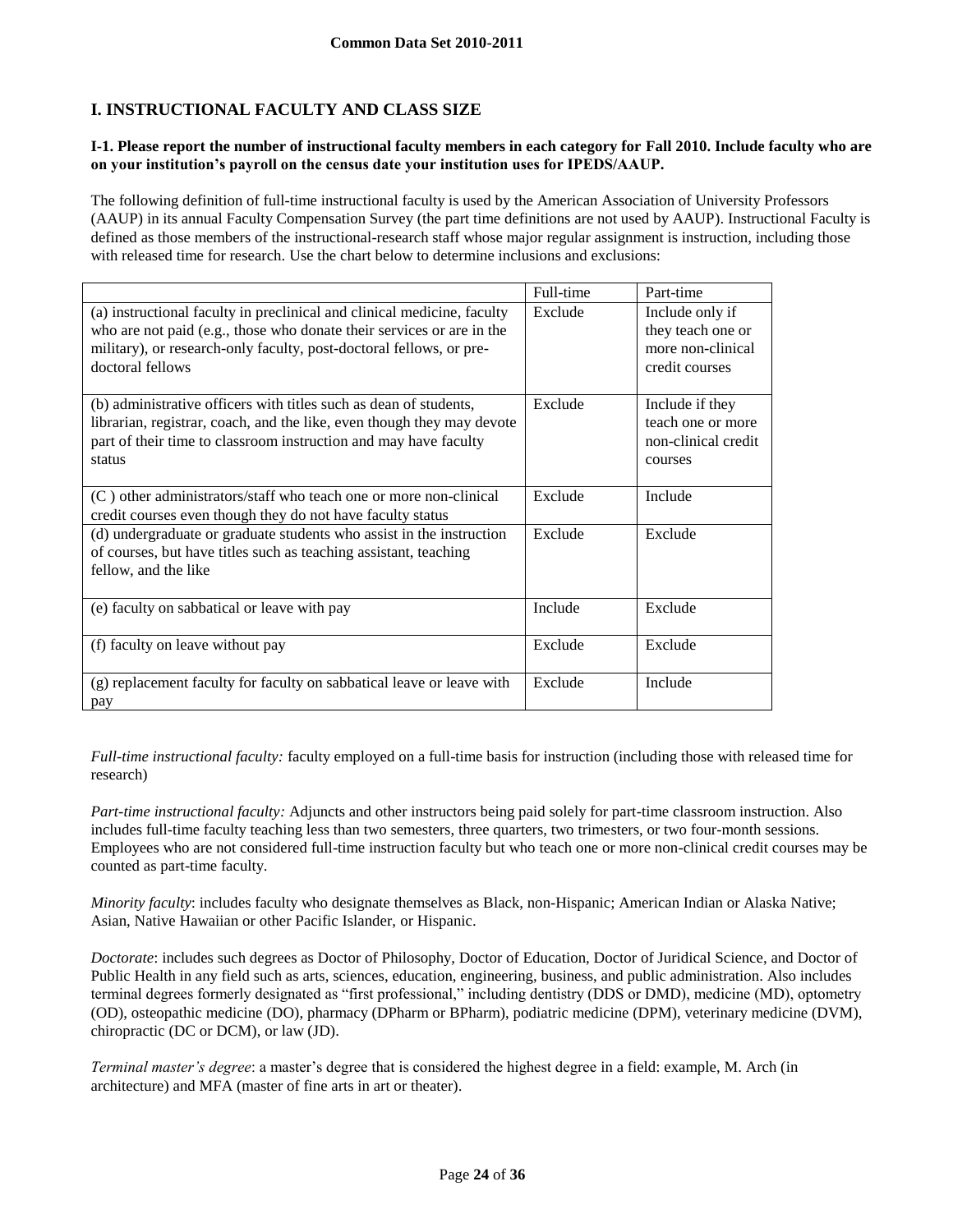## I. INSTRUCTIONAL FACULTY AND CLASS SIZE

**I-1. Please report the number of instructional faculty members in each category for Fall 2010. Include faculty who are on your institution's payroll on the census date your institution uses for IPEDS/AAUP.**

The following definition of full-time instructional faculty is used by the American Association of University Professors (AAUP) in its annual Faculty Compensation Survey (the part time definitions are not used by AAUP). Instructional Faculty is defined as those members of the instructional-research staff whose major regular assignment is instruction, including those with released time for research. Use the chart below to determine inclusions and exclusions:

| | Full-time | Part-time |
|---|---|---|
| (a) instructional faculty in preclinical and clinical medicine, faculty who are not paid (e.g., those who donate their services or are in the military), or research-only faculty, post-doctoral fellows, or pre-doctoral fellows | Exclude | Include only if they teach one or more non-clinical credit courses |
| (b) administrative officers with titles such as dean of students, librarian, registrar, coach, and the like, even though they may devote part of their time to classroom instruction and may have faculty status | Exclude | Include if they teach one or more non-clinical credit courses |
| (C ) other administrators/staff who teach one or more non-clinical credit courses even though they do not have faculty status | Exclude | Include |
| (d) undergraduate or graduate students who assist in the instruction of courses, but have titles such as teaching assistant, teaching fellow, and the like | Exclude | Exclude |
| (e) faculty on sabbatical or leave with pay | Include | Exclude |
| (f) faculty on leave without pay | Exclude | Exclude |
| (g) replacement faculty for faculty on sabbatical leave or leave with pay | Exclude | Include |

*Full-time instructional faculty:* faculty employed on a full-time basis for instruction (including those with released time for research)

*Part-time instructional faculty:* Adjuncts and other instructors being paid solely for part-time classroom instruction. Also includes full-time faculty teaching less than two semesters, three quarters, two trimesters, or two four-month sessions. Employees who are not considered full-time instruction faculty but who teach one or more non-clinical credit courses may be counted as part-time faculty.

*Minority faculty*: includes faculty who designate themselves as Black, non-Hispanic; American Indian or Alaska Native; Asian, Native Hawaiian or other Pacific Islander, or Hispanic.

*Doctorate*: includes such degrees as Doctor of Philosophy, Doctor of Education, Doctor of Juridical Science, and Doctor of Public Health in any field such as arts, sciences, education, engineering, business, and public administration. Also includes terminal degrees formerly designated as "first professional," including dentistry (DDS or DMD), medicine (MD), optometry (OD), osteopathic medicine (DO), pharmacy (DPharm or BPharm), podiatric medicine (DPM), veterinary medicine (DVM), chiropractic (DC or DCM), or law (JD).

*Terminal master's degree*: a master's degree that is considered the highest degree in a field: example, M. Arch (in architecture) and MFA (master of fine arts in art or theater).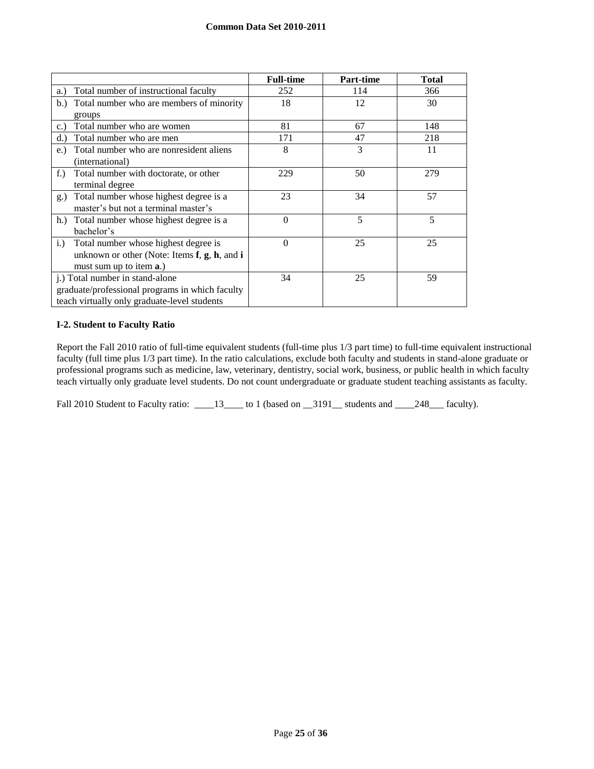| | Full-time | Part-time | Total |
|---|---|---|---|
| a.) Total number of instructional faculty | 252 | 114 | 366 |
| b.) Total number who are members of minority groups | 18 | 12 | 30 |
| c.) Total number who are women | 81 | 67 | 148 |
| d.) Total number who are men | 171 | 47 | 218 |
| e.) Total number who are nonresident aliens (international) | 8 | 3 | 11 |
| f.) Total number with doctorate, or other terminal degree | 229 | 50 | 279 |
| g.) Total number whose highest degree is a master's but not a terminal master's | 23 | 34 | 57 |
| h.) Total number whose highest degree is a bachelor's | 0 | 5 | 5 |
| i.) Total number whose highest degree is unknown or other (Note: Items **f**, **g**, **h**, and **i** must sum up to item **a**.) | 0 | 25 | 25 |
| j.) Total number in stand-alone graduate/professional programs in which faculty teach virtually only graduate-level students | 34 | 25 | 59 |

**I-2. Student to Faculty Ratio**

Report the Fall 2010 ratio of full-time equivalent students (full-time plus 1/3 part time) to full-time equivalent instructional faculty (full time plus 1/3 part time). In the ratio calculations, exclude both faculty and students in stand-alone graduate or professional programs such as medicine, law, veterinary, dentistry, social work, business, or public health in which faculty teach virtually only graduate level students. Do not count undergraduate or graduate student teaching assistants as faculty.

Fall 2010 Student to Faculty ratio: ____13____ to 1 (based on __3191__ students and ____248___ faculty).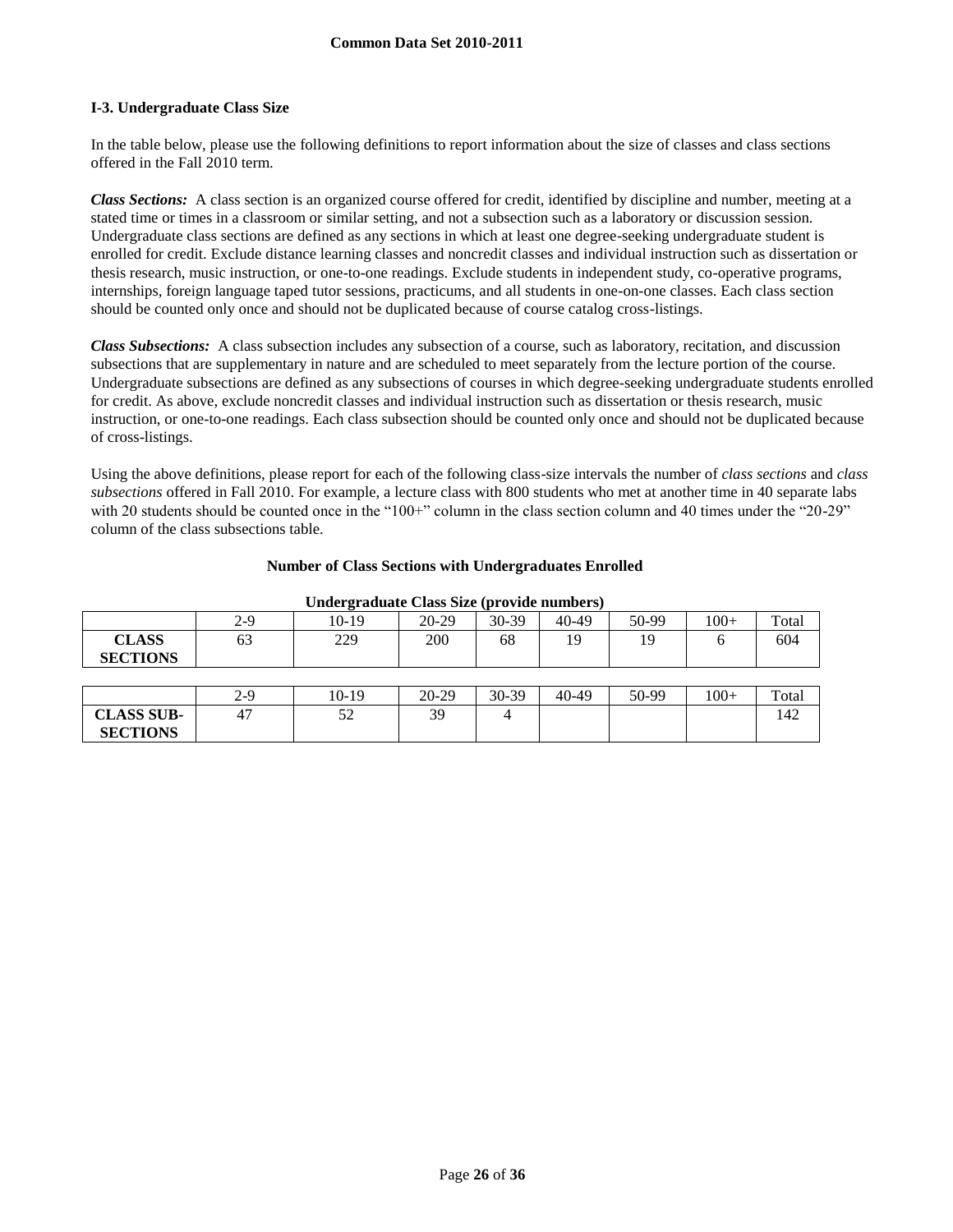### I-3. Undergraduate Class Size

In the table below, please use the following definitions to report information about the size of classes and class sections offered in the Fall 2010 term.

***Class Sections:*** A class section is an organized course offered for credit, identified by discipline and number, meeting at a stated time or times in a classroom or similar setting, and not a subsection such as a laboratory or discussion session. Undergraduate class sections are defined as any sections in which at least one degree-seeking undergraduate student is enrolled for credit. Exclude distance learning classes and noncredit classes and individual instruction such as dissertation or thesis research, music instruction, or one-to-one readings. Exclude students in independent study, co-operative programs, internships, foreign language taped tutor sessions, practicums, and all students in one-on-one classes. Each class section should be counted only once and should not be duplicated because of course catalog cross-listings.

***Class Subsections:*** A class subsection includes any subsection of a course, such as laboratory, recitation, and discussion subsections that are supplementary in nature and are scheduled to meet separately from the lecture portion of the course. Undergraduate subsections are defined as any subsections of courses in which degree-seeking undergraduate students enrolled for credit. As above, exclude noncredit classes and individual instruction such as dissertation or thesis research, music instruction, or one-to-one readings. Each class subsection should be counted only once and should not be duplicated because of cross-listings.

Using the above definitions, please report for each of the following class-size intervals the number of *class sections* and *class subsections* offered in Fall 2010. For example, a lecture class with 800 students who met at another time in 40 separate labs with 20 students should be counted once in the "100+" column in the class section column and 40 times under the "20-29" column of the class subsections table.

**Number of Class Sections with Undergraduates Enrolled**

**Undergraduate Class Size (provide numbers)**

| | 2-9 | 10-19 | 20-29 | 30-39 | 40-49 | 50-99 | 100+ | Total |
|---|---|---|---|---|---|---|---|---|
| **CLASS SECTIONS** | 63 | 229 | 200 | 68 | 19 | 19 | 6 | 604 |

| | 2-9 | 10-19 | 20-29 | 30-39 | 40-49 | 50-99 | 100+ | Total |
|---|---|---|---|---|---|---|---|---|
| **CLASS SUB-SECTIONS** | 47 | 52 | 39 | 4 | | | | 142 |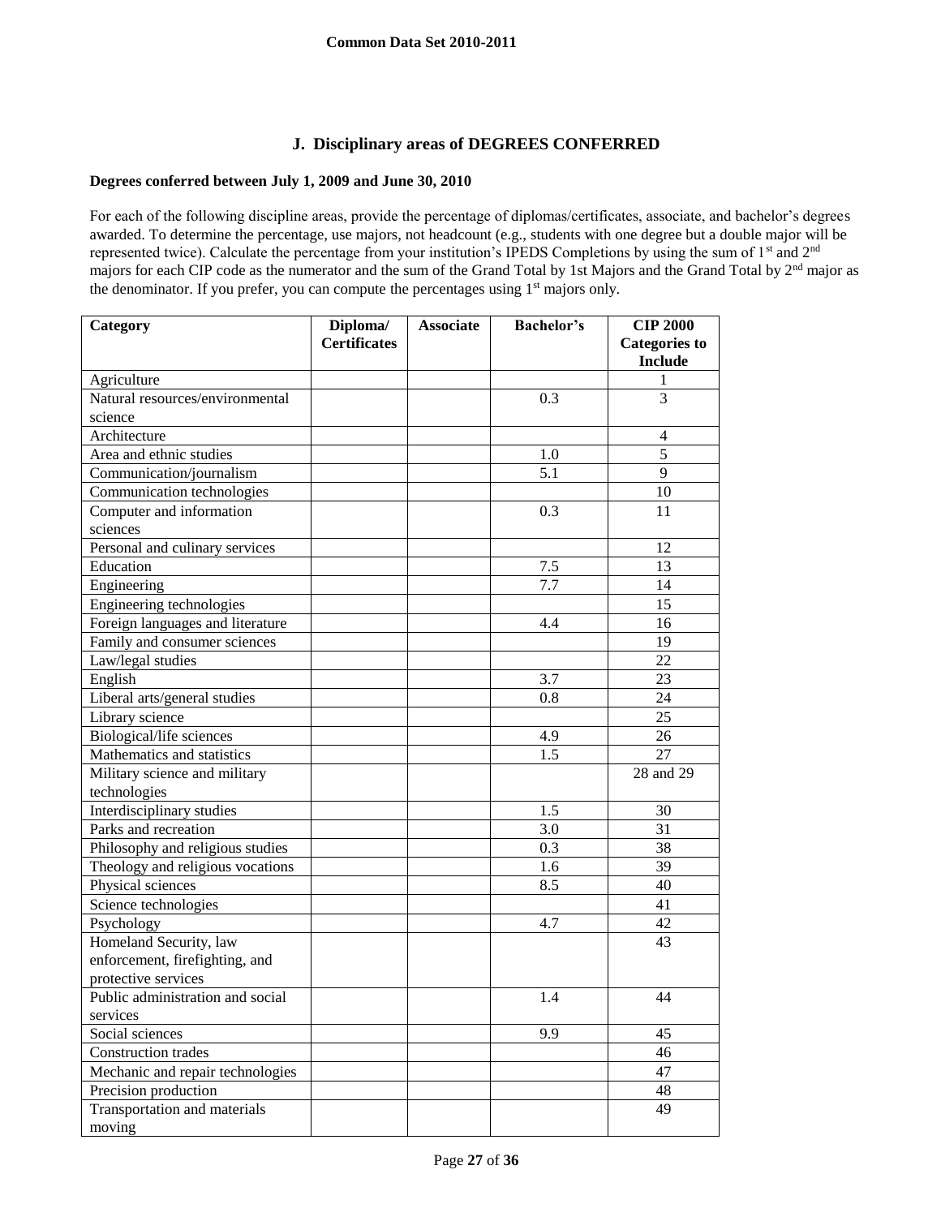**Common Data Set 2010-2011**

## J. Disciplinary areas of DEGREES CONFERRED

**Degrees conferred between July 1, 2009 and June 30, 2010**

For each of the following discipline areas, provide the percentage of diplomas/certificates, associate, and bachelor's degrees awarded. To determine the percentage, use majors, not headcount (e.g., students with one degree but a double major will be represented twice). Calculate the percentage from your institution's IPEDS Completions by using the sum of 1st and 2nd majors for each CIP code as the numerator and the sum of the Grand Total by 1st Majors and the Grand Total by 2nd major as the denominator. If you prefer, you can compute the percentages using 1st majors only.

| Category | Diploma/ Certificates | Associate | Bachelor's | CIP 2000 Categories to Include |
|---|---|---|---|---|
| Agriculture | | | | 1 |
| Natural resources/environmental science | | | 0.3 | 3 |
| Architecture | | | | 4 |
| Area and ethnic studies | | | 1.0 | 5 |
| Communication/journalism | | | 5.1 | 9 |
| Communication technologies | | | | 10 |
| Computer and information sciences | | | 0.3 | 11 |
| Personal and culinary services | | | | 12 |
| Education | | | 7.5 | 13 |
| Engineering | | | 7.7 | 14 |
| Engineering technologies | | | | 15 |
| Foreign languages and literature | | | 4.4 | 16 |
| Family and consumer sciences | | | | 19 |
| Law/legal studies | | | | 22 |
| English | | | 3.7 | 23 |
| Liberal arts/general studies | | | 0.8 | 24 |
| Library science | | | | 25 |
| Biological/life sciences | | | 4.9 | 26 |
| Mathematics and statistics | | | 1.5 | 27 |
| Military science and military technologies | | | | 28 and 29 |
| Interdisciplinary studies | | | 1.5 | 30 |
| Parks and recreation | | | 3.0 | 31 |
| Philosophy and religious studies | | | 0.3 | 38 |
| Theology and religious vocations | | | 1.6 | 39 |
| Physical sciences | | | 8.5 | 40 |
| Science technologies | | | | 41 |
| Psychology | | | 4.7 | 42 |
| Homeland Security, law enforcement, firefighting, and protective services | | | | 43 |
| Public administration and social services | | | 1.4 | 44 |
| Social sciences | | | 9.9 | 45 |
| Construction trades | | | | 46 |
| Mechanic and repair technologies | | | | 47 |
| Precision production | | | | 48 |
| Transportation and materials moving | | | | 49 |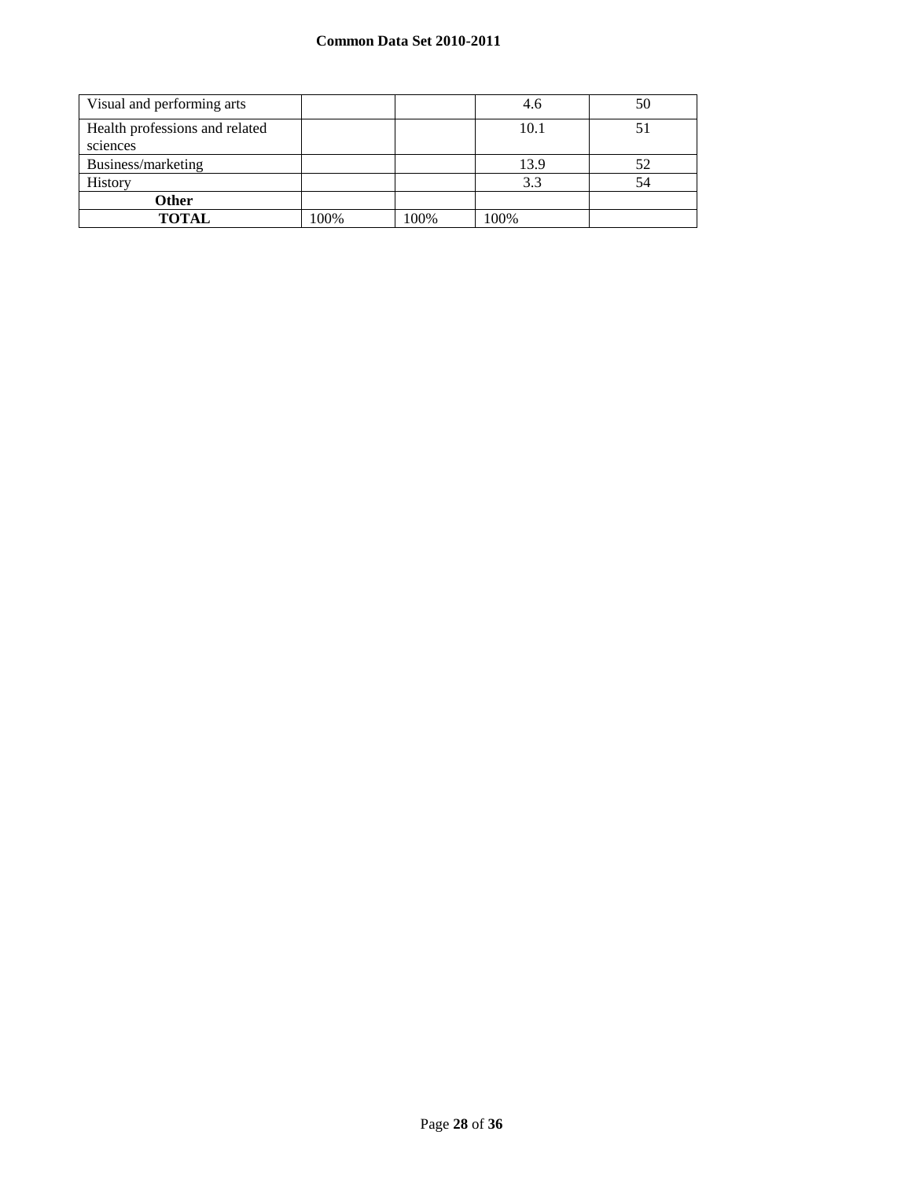| Visual and performing arts | | | 4.6 | 50 |
|---|---|---|---|---|
| Health professions and related sciences | | | 10.1 | 51 |
| Business/marketing | | | 13.9 | 52 |
| History | | | 3.3 | 54 |
| **Other** | | | | |
| **TOTAL** | 100% | 100% | 100% | |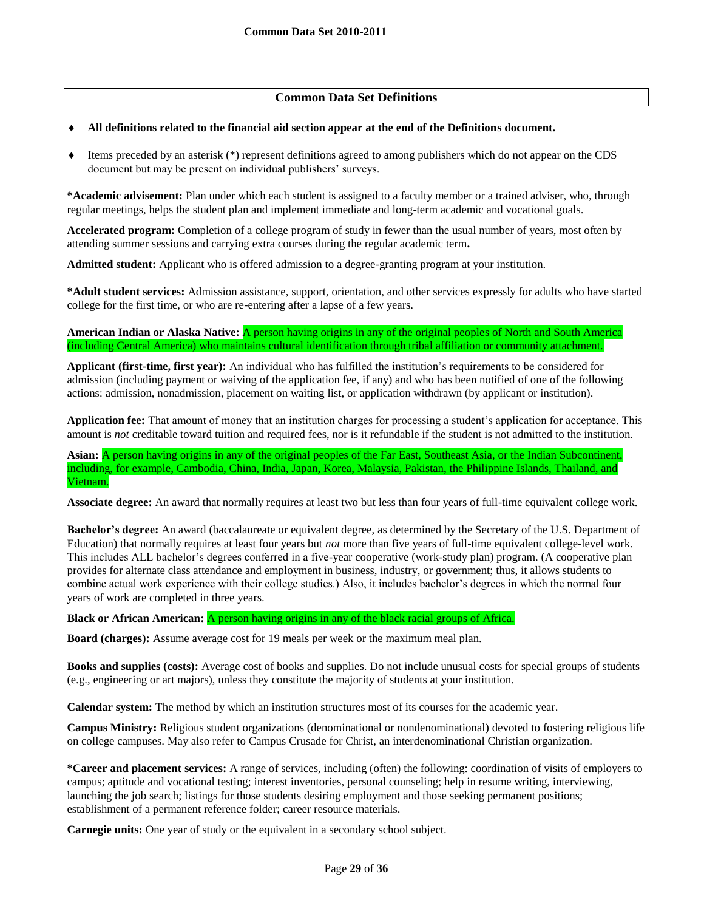## Common Data Set Definitions

- **All definitions related to the financial aid section appear at the end of the Definitions document.**
- Items preceded by an asterisk (*) represent definitions agreed to among publishers which do not appear on the CDS document but may be present on individual publishers' surveys.

**\*Academic advisement:** Plan under which each student is assigned to a faculty member or a trained adviser, who, through regular meetings, helps the student plan and implement immediate and long-term academic and vocational goals.

**Accelerated program:** Completion of a college program of study in fewer than the usual number of years, most often by attending summer sessions and carrying extra courses during the regular academic term**.**

**Admitted student:** Applicant who is offered admission to a degree-granting program at your institution.

**\*Adult student services:** Admission assistance, support, orientation, and other services expressly for adults who have started college for the first time, or who are re-entering after a lapse of a few years.

**American Indian or Alaska Native:** A person having origins in any of the original peoples of North and South America (including Central America) who maintains cultural identification through tribal affiliation or community attachment.

**Applicant (first-time, first year):** An individual who has fulfilled the institution's requirements to be considered for admission (including payment or waiving of the application fee, if any) and who has been notified of one of the following actions: admission, nonadmission, placement on waiting list, or application withdrawn (by applicant or institution).

**Application fee:** That amount of money that an institution charges for processing a student's application for acceptance. This amount is *not* creditable toward tuition and required fees, nor is it refundable if the student is not admitted to the institution.

**Asian:** A person having origins in any of the original peoples of the Far East, Southeast Asia, or the Indian Subcontinent, including, for example, Cambodia, China, India, Japan, Korea, Malaysia, Pakistan, the Philippine Islands, Thailand, and Vietnam.

**Associate degree:** An award that normally requires at least two but less than four years of full-time equivalent college work.

**Bachelor's degree:** An award (baccalaureate or equivalent degree, as determined by the Secretary of the U.S. Department of Education) that normally requires at least four years but *not* more than five years of full-time equivalent college-level work. This includes ALL bachelor's degrees conferred in a five-year cooperative (work-study plan) program. (A cooperative plan provides for alternate class attendance and employment in business, industry, or government; thus, it allows students to combine actual work experience with their college studies.) Also, it includes bachelor's degrees in which the normal four years of work are completed in three years.

**Black or African American:** A person having origins in any of the black racial groups of Africa.

**Board (charges):** Assume average cost for 19 meals per week or the maximum meal plan.

**Books and supplies (costs):** Average cost of books and supplies. Do not include unusual costs for special groups of students (e.g., engineering or art majors), unless they constitute the majority of students at your institution.

**Calendar system:** The method by which an institution structures most of its courses for the academic year.

**Campus Ministry:** Religious student organizations (denominational or nondenominational) devoted to fostering religious life on college campuses. May also refer to Campus Crusade for Christ, an interdenominational Christian organization.

**\*Career and placement services:** A range of services, including (often) the following: coordination of visits of employers to campus; aptitude and vocational testing; interest inventories, personal counseling; help in resume writing, interviewing, launching the job search; listings for those students desiring employment and those seeking permanent positions; establishment of a permanent reference folder; career resource materials.

**Carnegie units:** One year of study or the equivalent in a secondary school subject.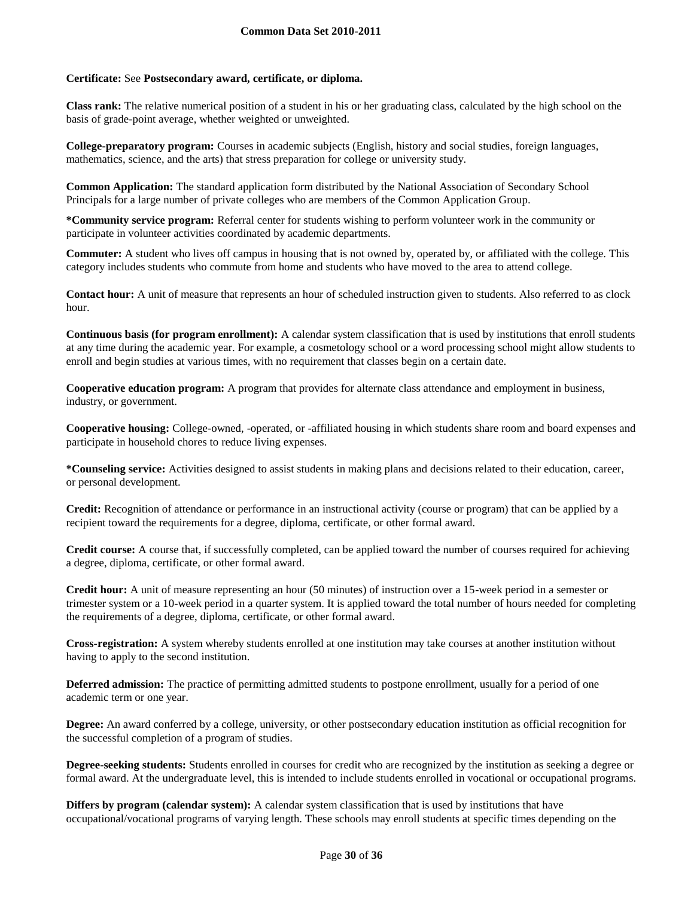**Certificate:** See **Postsecondary award, certificate, or diploma.**

**Class rank:** The relative numerical position of a student in his or her graduating class, calculated by the high school on the basis of grade-point average, whether weighted or unweighted.

**College-preparatory program:** Courses in academic subjects (English, history and social studies, foreign languages, mathematics, science, and the arts) that stress preparation for college or university study.

**Common Application:** The standard application form distributed by the National Association of Secondary School Principals for a large number of private colleges who are members of the Common Application Group.

***Community service program:** Referral center for students wishing to perform volunteer work in the community or participate in volunteer activities coordinated by academic departments.

**Commuter:** A student who lives off campus in housing that is not owned by, operated by, or affiliated with the college. This category includes students who commute from home and students who have moved to the area to attend college.

**Contact hour:** A unit of measure that represents an hour of scheduled instruction given to students. Also referred to as clock hour.

**Continuous basis (for program enrollment):** A calendar system classification that is used by institutions that enroll students at any time during the academic year. For example, a cosmetology school or a word processing school might allow students to enroll and begin studies at various times, with no requirement that classes begin on a certain date.

**Cooperative education program:** A program that provides for alternate class attendance and employment in business, industry, or government.

**Cooperative housing:** College-owned, -operated, or -affiliated housing in which students share room and board expenses and participate in household chores to reduce living expenses.

***Counseling service:** Activities designed to assist students in making plans and decisions related to their education, career, or personal development.

**Credit:** Recognition of attendance or performance in an instructional activity (course or program) that can be applied by a recipient toward the requirements for a degree, diploma, certificate, or other formal award.

**Credit course:** A course that, if successfully completed, can be applied toward the number of courses required for achieving a degree, diploma, certificate, or other formal award.

**Credit hour:** A unit of measure representing an hour (50 minutes) of instruction over a 15-week period in a semester or trimester system or a 10-week period in a quarter system. It is applied toward the total number of hours needed for completing the requirements of a degree, diploma, certificate, or other formal award.

**Cross-registration:** A system whereby students enrolled at one institution may take courses at another institution without having to apply to the second institution.

**Deferred admission:** The practice of permitting admitted students to postpone enrollment, usually for a period of one academic term or one year.

**Degree:** An award conferred by a college, university, or other postsecondary education institution as official recognition for the successful completion of a program of studies.

**Degree-seeking students:** Students enrolled in courses for credit who are recognized by the institution as seeking a degree or formal award. At the undergraduate level, this is intended to include students enrolled in vocational or occupational programs.

**Differs by program (calendar system):** A calendar system classification that is used by institutions that have occupational/vocational programs of varying length. These schools may enroll students at specific times depending on the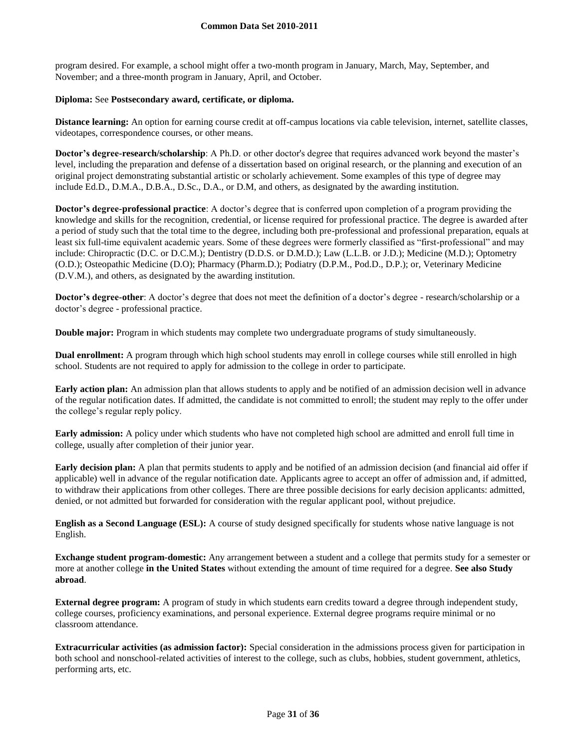program desired. For example, a school might offer a two-month program in January, March, May, September, and November; and a three-month program in January, April, and October.

**Diploma:** See **Postsecondary award, certificate, or diploma.**

**Distance learning:** An option for earning course credit at off-campus locations via cable television, internet, satellite classes, videotapes, correspondence courses, or other means.

**Doctor's degree-research/scholarship**: A Ph.D. or other doctor's degree that requires advanced work beyond the master's level, including the preparation and defense of a dissertation based on original research, or the planning and execution of an original project demonstrating substantial artistic or scholarly achievement. Some examples of this type of degree may include Ed.D., D.M.A., D.B.A., D.Sc., D.A., or D.M, and others, as designated by the awarding institution.

**Doctor's degree-professional practice**: A doctor's degree that is conferred upon completion of a program providing the knowledge and skills for the recognition, credential, or license required for professional practice. The degree is awarded after a period of study such that the total time to the degree, including both pre-professional and professional preparation, equals at least six full-time equivalent academic years. Some of these degrees were formerly classified as "first-professional" and may include: Chiropractic (D.C. or D.C.M.); Dentistry (D.D.S. or D.M.D.); Law (L.L.B. or J.D.); Medicine (M.D.); Optometry (O.D.); Osteopathic Medicine (D.O); Pharmacy (Pharm.D.); Podiatry (D.P.M., Pod.D., D.P.); or, Veterinary Medicine (D.V.M.), and others, as designated by the awarding institution.

**Doctor's degree-other**: A doctor's degree that does not meet the definition of a doctor's degree - research/scholarship or a doctor's degree - professional practice.

**Double major:** Program in which students may complete two undergraduate programs of study simultaneously.

**Dual enrollment:** A program through which high school students may enroll in college courses while still enrolled in high school. Students are not required to apply for admission to the college in order to participate.

**Early action plan:** An admission plan that allows students to apply and be notified of an admission decision well in advance of the regular notification dates. If admitted, the candidate is not committed to enroll; the student may reply to the offer under the college's regular reply policy.

**Early admission:** A policy under which students who have not completed high school are admitted and enroll full time in college, usually after completion of their junior year.

**Early decision plan:** A plan that permits students to apply and be notified of an admission decision (and financial aid offer if applicable) well in advance of the regular notification date. Applicants agree to accept an offer of admission and, if admitted, to withdraw their applications from other colleges. There are three possible decisions for early decision applicants: admitted, denied, or not admitted but forwarded for consideration with the regular applicant pool, without prejudice.

**English as a Second Language (ESL):** A course of study designed specifically for students whose native language is not English.

**Exchange student program-domestic:** Any arrangement between a student and a college that permits study for a semester or more at another college **in the United States** without extending the amount of time required for a degree. **See also Study abroad**.

**External degree program:** A program of study in which students earn credits toward a degree through independent study, college courses, proficiency examinations, and personal experience. External degree programs require minimal or no classroom attendance.

**Extracurricular activities (as admission factor):** Special consideration in the admissions process given for participation in both school and nonschool-related activities of interest to the college, such as clubs, hobbies, student government, athletics, performing arts, etc.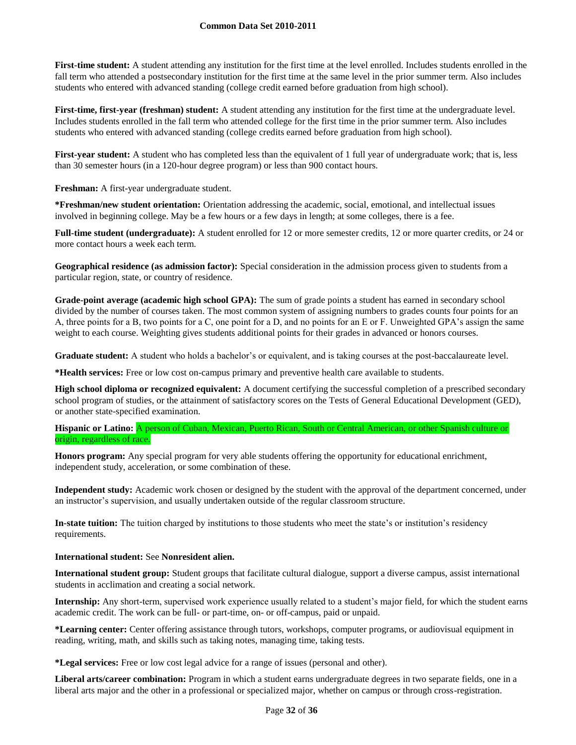**First-time student:** A student attending any institution for the first time at the level enrolled. Includes students enrolled in the fall term who attended a postsecondary institution for the first time at the same level in the prior summer term. Also includes students who entered with advanced standing (college credit earned before graduation from high school).

**First-time, first-year (freshman) student:** A student attending any institution for the first time at the undergraduate level. Includes students enrolled in the fall term who attended college for the first time in the prior summer term. Also includes students who entered with advanced standing (college credits earned before graduation from high school).

**First-year student:** A student who has completed less than the equivalent of 1 full year of undergraduate work; that is, less than 30 semester hours (in a 120-hour degree program) or less than 900 contact hours.

**Freshman:** A first-year undergraduate student.

**\*Freshman/new student orientation:** Orientation addressing the academic, social, emotional, and intellectual issues involved in beginning college. May be a few hours or a few days in length; at some colleges, there is a fee.

**Full-time student (undergraduate):** A student enrolled for 12 or more semester credits, 12 or more quarter credits, or 24 or more contact hours a week each term.

**Geographical residence (as admission factor):** Special consideration in the admission process given to students from a particular region, state, or country of residence.

**Grade-point average (academic high school GPA):** The sum of grade points a student has earned in secondary school divided by the number of courses taken. The most common system of assigning numbers to grades counts four points for an A, three points for a B, two points for a C, one point for a D, and no points for an E or F. Unweighted GPA's assign the same weight to each course. Weighting gives students additional points for their grades in advanced or honors courses.

**Graduate student:** A student who holds a bachelor's or equivalent, and is taking courses at the post-baccalaureate level.

**\*Health services:** Free or low cost on-campus primary and preventive health care available to students.

**High school diploma or recognized equivalent:** A document certifying the successful completion of a prescribed secondary school program of studies, or the attainment of satisfactory scores on the Tests of General Educational Development (GED), or another state-specified examination.

**Hispanic or Latino:** A person of Cuban, Mexican, Puerto Rican, South or Central American, or other Spanish culture or origin, regardless of race.

**Honors program:** Any special program for very able students offering the opportunity for educational enrichment, independent study, acceleration, or some combination of these.

**Independent study:** Academic work chosen or designed by the student with the approval of the department concerned, under an instructor's supervision, and usually undertaken outside of the regular classroom structure.

**In-state tuition:** The tuition charged by institutions to those students who meet the state's or institution's residency requirements.

**International student:** See **Nonresident alien.**

**International student group:** Student groups that facilitate cultural dialogue, support a diverse campus, assist international students in acclimation and creating a social network.

**Internship:** Any short-term, supervised work experience usually related to a student's major field, for which the student earns academic credit. The work can be full- or part-time, on- or off-campus, paid or unpaid.

**\*Learning center:** Center offering assistance through tutors, workshops, computer programs, or audiovisual equipment in reading, writing, math, and skills such as taking notes, managing time, taking tests.

**\*Legal services:** Free or low cost legal advice for a range of issues (personal and other).

**Liberal arts/career combination:** Program in which a student earns undergraduate degrees in two separate fields, one in a liberal arts major and the other in a professional or specialized major, whether on campus or through cross-registration.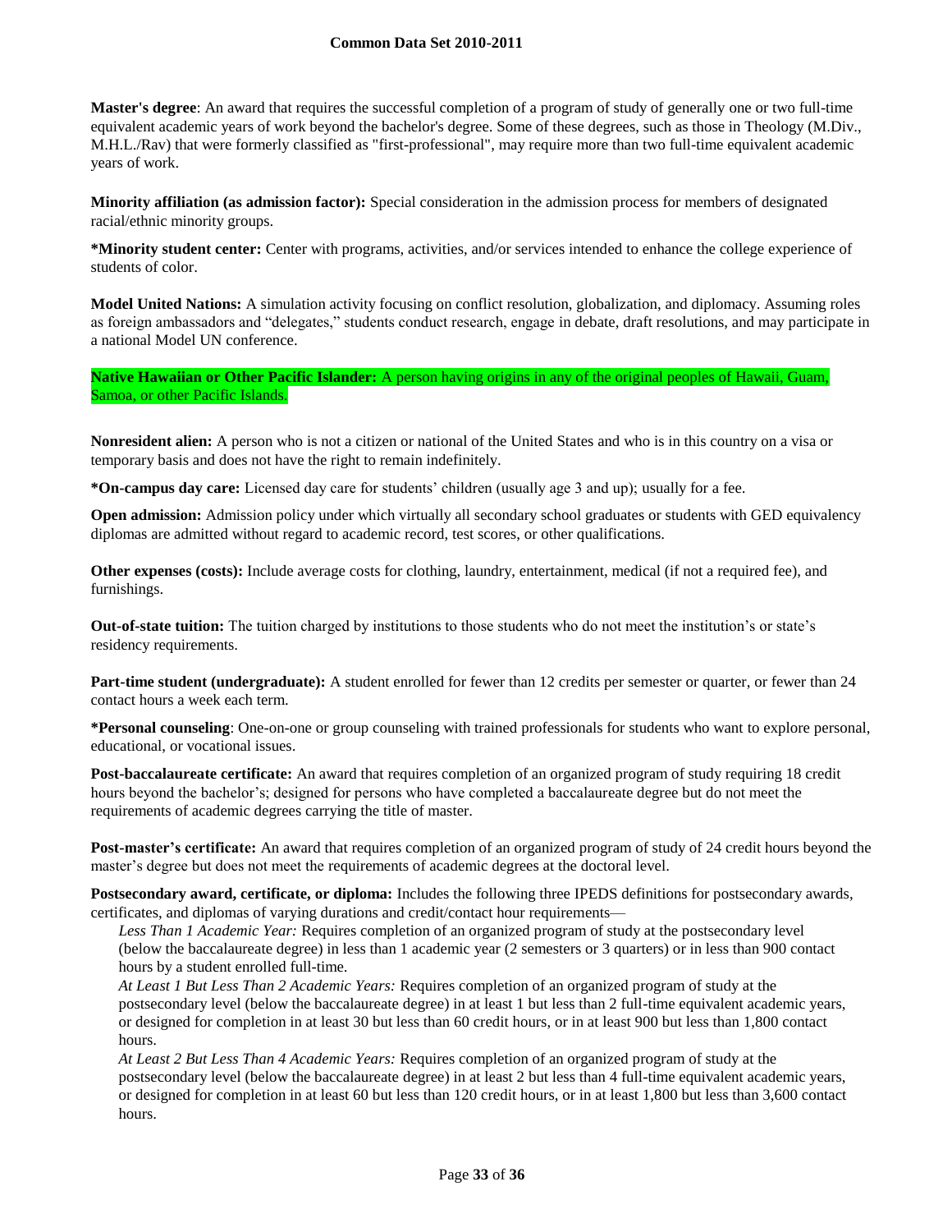**Master's degree**: An award that requires the successful completion of a program of study of generally one or two full-time equivalent academic years of work beyond the bachelor's degree. Some of these degrees, such as those in Theology (M.Div., M.H.L./Rav) that were formerly classified as "first-professional", may require more than two full-time equivalent academic years of work.

**Minority affiliation (as admission factor):** Special consideration in the admission process for members of designated racial/ethnic minority groups.

***Minority student center:** Center with programs, activities, and/or services intended to enhance the college experience of students of color.

**Model United Nations:** A simulation activity focusing on conflict resolution, globalization, and diplomacy. Assuming roles as foreign ambassadors and "delegates," students conduct research, engage in debate, draft resolutions, and may participate in a national Model UN conference.

**Native Hawaiian or Other Pacific Islander:** A person having origins in any of the original peoples of Hawaii, Guam, Samoa, or other Pacific Islands.

**Nonresident alien:** A person who is not a citizen or national of the United States and who is in this country on a visa or temporary basis and does not have the right to remain indefinitely.

***On-campus day care:** Licensed day care for students' children (usually age 3 and up); usually for a fee.

**Open admission:** Admission policy under which virtually all secondary school graduates or students with GED equivalency diplomas are admitted without regard to academic record, test scores, or other qualifications.

**Other expenses (costs):** Include average costs for clothing, laundry, entertainment, medical (if not a required fee), and furnishings.

**Out-of-state tuition:** The tuition charged by institutions to those students who do not meet the institution's or state's residency requirements.

**Part-time student (undergraduate):** A student enrolled for fewer than 12 credits per semester or quarter, or fewer than 24 contact hours a week each term.

***Personal counseling**: One-on-one or group counseling with trained professionals for students who want to explore personal, educational, or vocational issues.

**Post-baccalaureate certificate:** An award that requires completion of an organized program of study requiring 18 credit hours beyond the bachelor's; designed for persons who have completed a baccalaureate degree but do not meet the requirements of academic degrees carrying the title of master.

**Post-master's certificate:** An award that requires completion of an organized program of study of 24 credit hours beyond the master's degree but does not meet the requirements of academic degrees at the doctoral level.

**Postsecondary award, certificate, or diploma:** Includes the following three IPEDS definitions for postsecondary awards, certificates, and diplomas of varying durations and credit/contact hour requirements—

*Less Than 1 Academic Year:* Requires completion of an organized program of study at the postsecondary level (below the baccalaureate degree) in less than 1 academic year (2 semesters or 3 quarters) or in less than 900 contact hours by a student enrolled full-time.

*At Least 1 But Less Than 2 Academic Years:* Requires completion of an organized program of study at the postsecondary level (below the baccalaureate degree) in at least 1 but less than 2 full-time equivalent academic years, or designed for completion in at least 30 but less than 60 credit hours, or in at least 900 but less than 1,800 contact hours.

*At Least 2 But Less Than 4 Academic Years:* Requires completion of an organized program of study at the postsecondary level (below the baccalaureate degree) in at least 2 but less than 4 full-time equivalent academic years, or designed for completion in at least 60 but less than 120 credit hours, or in at least 1,800 but less than 3,600 contact hours.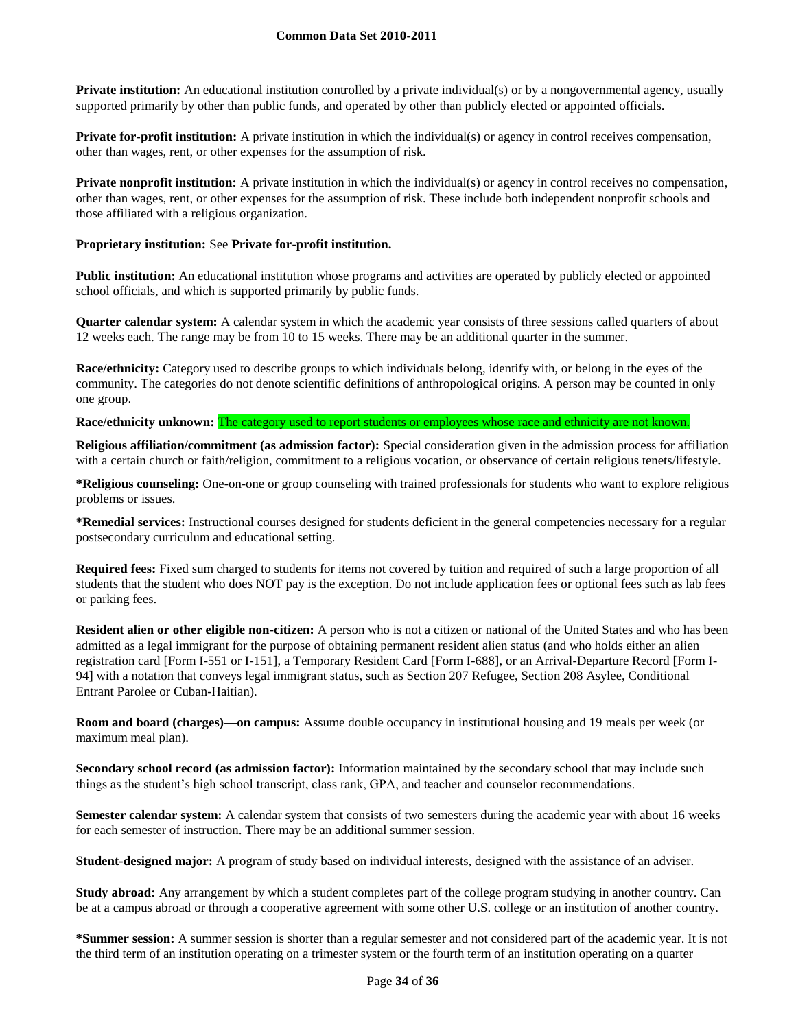**Private institution:** An educational institution controlled by a private individual(s) or by a nongovernmental agency, usually supported primarily by other than public funds, and operated by other than publicly elected or appointed officials.

**Private for-profit institution:** A private institution in which the individual(s) or agency in control receives compensation, other than wages, rent, or other expenses for the assumption of risk.

**Private nonprofit institution:** A private institution in which the individual(s) or agency in control receives no compensation, other than wages, rent, or other expenses for the assumption of risk. These include both independent nonprofit schools and those affiliated with a religious organization.

**Proprietary institution:** See **Private for-profit institution.**

**Public institution:** An educational institution whose programs and activities are operated by publicly elected or appointed school officials, and which is supported primarily by public funds.

**Quarter calendar system:** A calendar system in which the academic year consists of three sessions called quarters of about 12 weeks each. The range may be from 10 to 15 weeks. There may be an additional quarter in the summer.

**Race/ethnicity:** Category used to describe groups to which individuals belong, identify with, or belong in the eyes of the community. The categories do not denote scientific definitions of anthropological origins. A person may be counted in only one group.

**Race/ethnicity unknown:** The category used to report students or employees whose race and ethnicity are not known.

**Religious affiliation/commitment (as admission factor):** Special consideration given in the admission process for affiliation with a certain church or faith/religion, commitment to a religious vocation, or observance of certain religious tenets/lifestyle.

**\*Religious counseling:** One-on-one or group counseling with trained professionals for students who want to explore religious problems or issues.

**\*Remedial services:** Instructional courses designed for students deficient in the general competencies necessary for a regular postsecondary curriculum and educational setting.

**Required fees:** Fixed sum charged to students for items not covered by tuition and required of such a large proportion of all students that the student who does NOT pay is the exception. Do not include application fees or optional fees such as lab fees or parking fees.

**Resident alien or other eligible non-citizen:** A person who is not a citizen or national of the United States and who has been admitted as a legal immigrant for the purpose of obtaining permanent resident alien status (and who holds either an alien registration card [Form I-551 or I-151], a Temporary Resident Card [Form I-688], or an Arrival-Departure Record [Form I-94] with a notation that conveys legal immigrant status, such as Section 207 Refugee, Section 208 Asylee, Conditional Entrant Parolee or Cuban-Haitian).

**Room and board (charges)—on campus:** Assume double occupancy in institutional housing and 19 meals per week (or maximum meal plan).

**Secondary school record (as admission factor):** Information maintained by the secondary school that may include such things as the student's high school transcript, class rank, GPA, and teacher and counselor recommendations.

**Semester calendar system:** A calendar system that consists of two semesters during the academic year with about 16 weeks for each semester of instruction. There may be an additional summer session.

**Student-designed major:** A program of study based on individual interests, designed with the assistance of an adviser.

**Study abroad:** Any arrangement by which a student completes part of the college program studying in another country. Can be at a campus abroad or through a cooperative agreement with some other U.S. college or an institution of another country.

**\*Summer session:** A summer session is shorter than a regular semester and not considered part of the academic year. It is not the third term of an institution operating on a trimester system or the fourth term of an institution operating on a quarter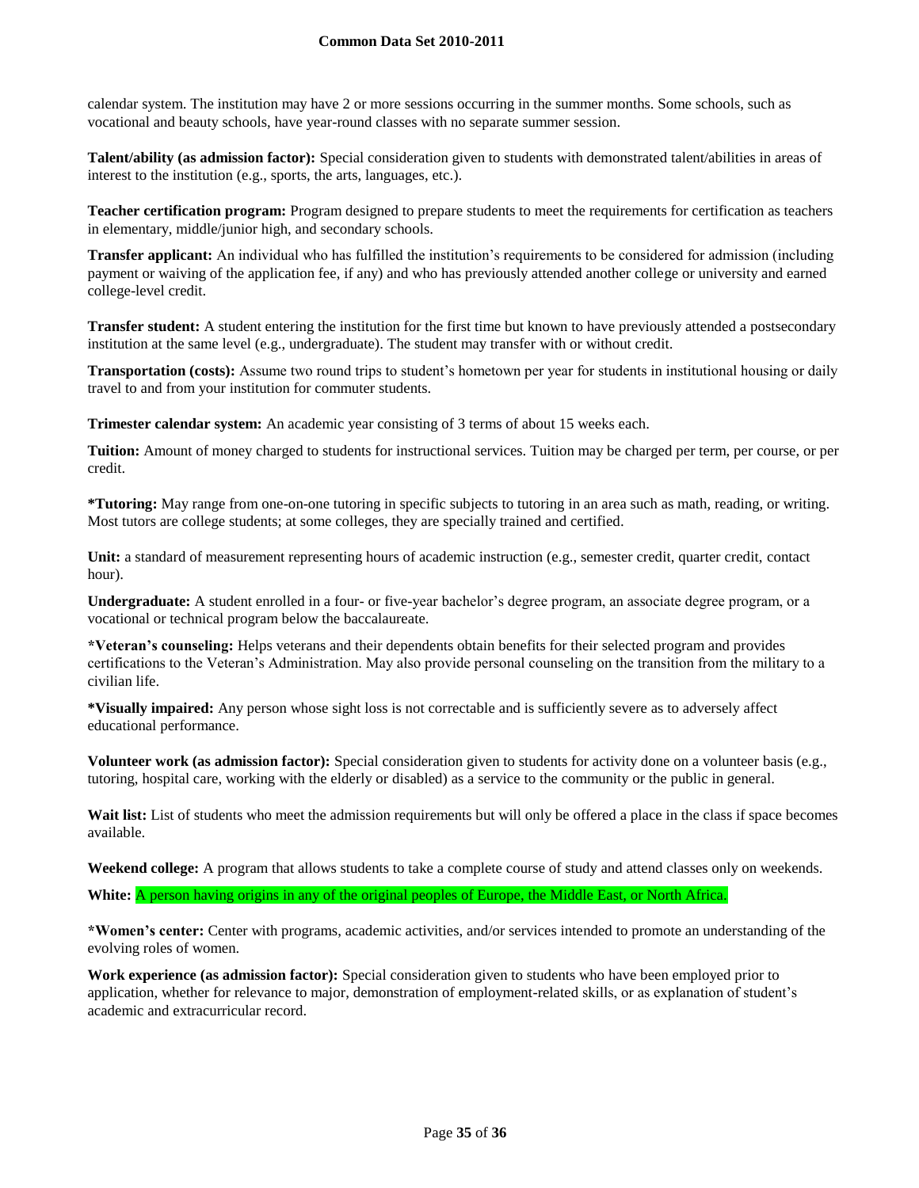calendar system. The institution may have 2 or more sessions occurring in the summer months. Some schools, such as vocational and beauty schools, have year-round classes with no separate summer session.

**Talent/ability (as admission factor):** Special consideration given to students with demonstrated talent/abilities in areas of interest to the institution (e.g., sports, the arts, languages, etc.).

**Teacher certification program:** Program designed to prepare students to meet the requirements for certification as teachers in elementary, middle/junior high, and secondary schools.

**Transfer applicant:** An individual who has fulfilled the institution's requirements to be considered for admission (including payment or waiving of the application fee, if any) and who has previously attended another college or university and earned college-level credit.

**Transfer student:** A student entering the institution for the first time but known to have previously attended a postsecondary institution at the same level (e.g., undergraduate). The student may transfer with or without credit.

**Transportation (costs):** Assume two round trips to student's hometown per year for students in institutional housing or daily travel to and from your institution for commuter students.

**Trimester calendar system:** An academic year consisting of 3 terms of about 15 weeks each.

**Tuition:** Amount of money charged to students for instructional services. Tuition may be charged per term, per course, or per credit.

***Tutoring:** May range from one-on-one tutoring in specific subjects to tutoring in an area such as math, reading, or writing. Most tutors are college students; at some colleges, they are specially trained and certified.

**Unit:** a standard of measurement representing hours of academic instruction (e.g., semester credit, quarter credit, contact hour).

**Undergraduate:** A student enrolled in a four- or five-year bachelor's degree program, an associate degree program, or a vocational or technical program below the baccalaureate.

***Veteran's counseling:** Helps veterans and their dependents obtain benefits for their selected program and provides certifications to the Veteran's Administration. May also provide personal counseling on the transition from the military to a civilian life.

***Visually impaired:** Any person whose sight loss is not correctable and is sufficiently severe as to adversely affect educational performance.

**Volunteer work (as admission factor):** Special consideration given to students for activity done on a volunteer basis (e.g., tutoring, hospital care, working with the elderly or disabled) as a service to the community or the public in general.

**Wait list:** List of students who meet the admission requirements but will only be offered a place in the class if space becomes available.

**Weekend college:** A program that allows students to take a complete course of study and attend classes only on weekends.

**White:** A person having origins in any of the original peoples of Europe, the Middle East, or North Africa.

***Women's center:** Center with programs, academic activities, and/or services intended to promote an understanding of the evolving roles of women.

**Work experience (as admission factor):** Special consideration given to students who have been employed prior to application, whether for relevance to major, demonstration of employment-related skills, or as explanation of student's academic and extracurricular record.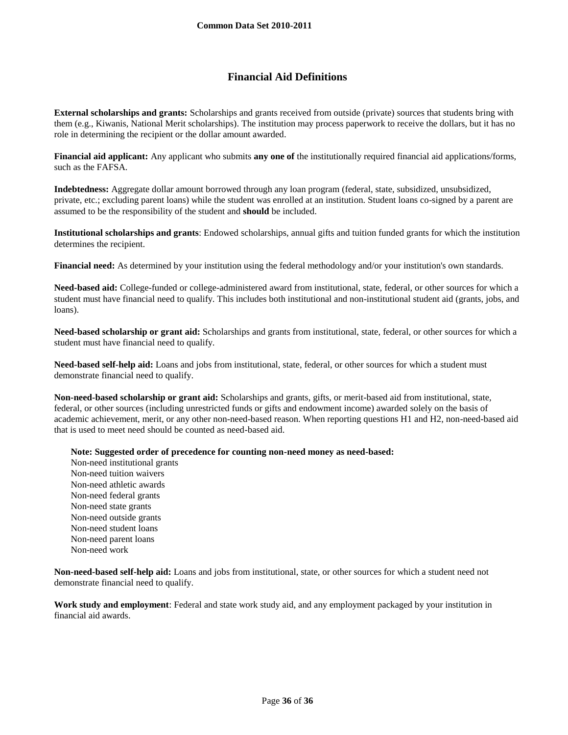## Financial Aid Definitions

**External scholarships and grants:** Scholarships and grants received from outside (private) sources that students bring with them (e.g., Kiwanis, National Merit scholarships). The institution may process paperwork to receive the dollars, but it has no role in determining the recipient or the dollar amount awarded.

**Financial aid applicant:** Any applicant who submits **any one of** the institutionally required financial aid applications/forms, such as the FAFSA.

**Indebtedness:** Aggregate dollar amount borrowed through any loan program (federal, state, subsidized, unsubsidized, private, etc.; excluding parent loans) while the student was enrolled at an institution. Student loans co-signed by a parent are assumed to be the responsibility of the student and **should** be included.

**Institutional scholarships and grants**: Endowed scholarships, annual gifts and tuition funded grants for which the institution determines the recipient.

**Financial need:** As determined by your institution using the federal methodology and/or your institution's own standards.

**Need-based aid:** College-funded or college-administered award from institutional, state, federal, or other sources for which a student must have financial need to qualify. This includes both institutional and non-institutional student aid (grants, jobs, and loans).

**Need-based scholarship or grant aid:** Scholarships and grants from institutional, state, federal, or other sources for which a student must have financial need to qualify.

**Need-based self-help aid:** Loans and jobs from institutional, state, federal, or other sources for which a student must demonstrate financial need to qualify.

**Non-need-based scholarship or grant aid:** Scholarships and grants, gifts, or merit-based aid from institutional, state, federal, or other sources (including unrestricted funds or gifts and endowment income) awarded solely on the basis of academic achievement, merit, or any other non-need-based reason. When reporting questions H1 and H2, non-need-based aid that is used to meet need should be counted as need-based aid.

**Note: Suggested order of precedence for counting non-need money as need-based:**
Non-need institutional grants
Non-need tuition waivers
Non-need athletic awards
Non-need federal grants
Non-need state grants
Non-need outside grants
Non-need student loans
Non-need parent loans
Non-need work

**Non-need-based self-help aid:** Loans and jobs from institutional, state, or other sources for which a student need not demonstrate financial need to qualify.

**Work study and employment**: Federal and state work study aid, and any employment packaged by your institution in financial aid awards.